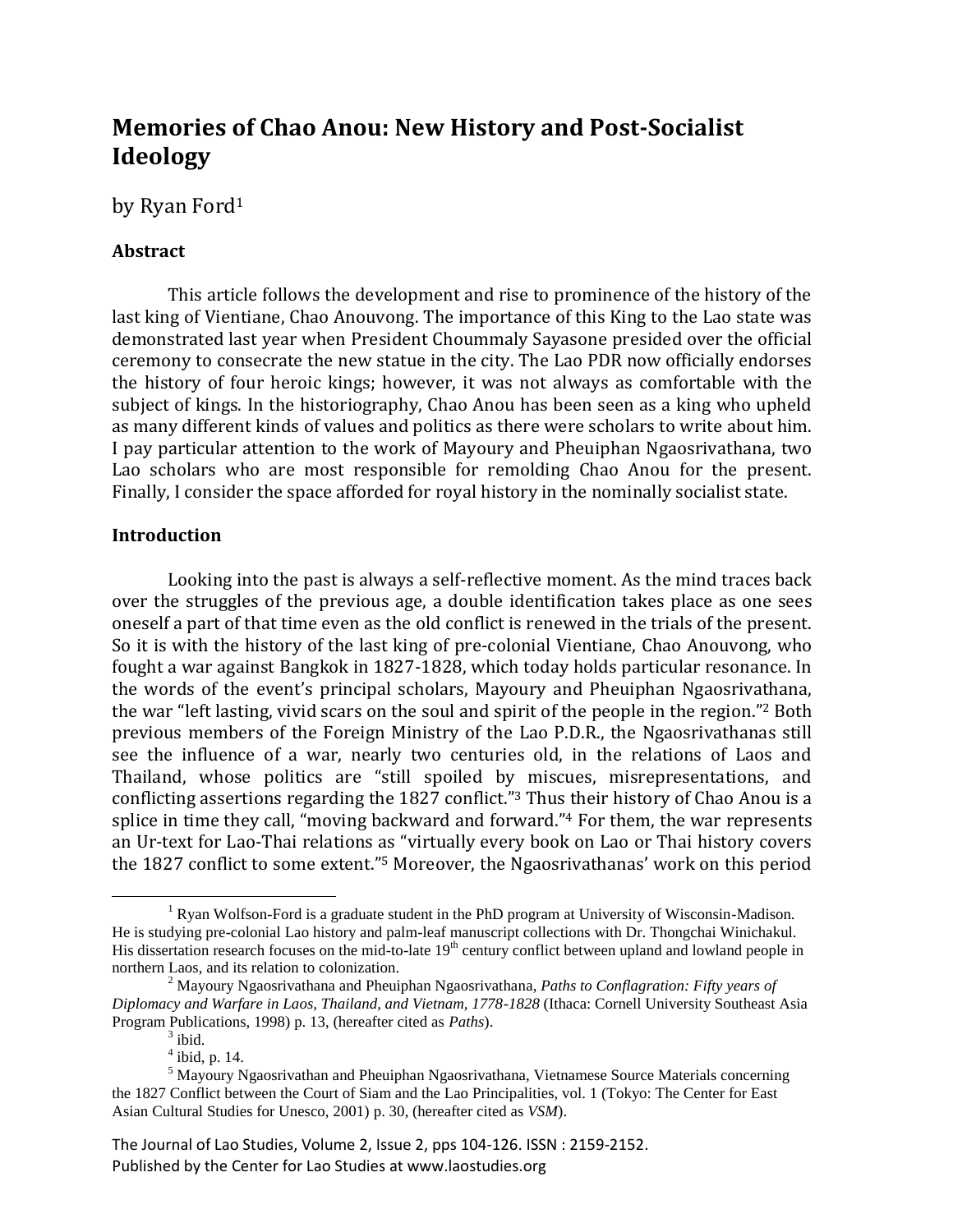# Memories of Chao Anou: New History and Post-Socialist Ideology

by Ryan Ford[1]

### Abstract

This article follows the development and rise to prominence of the history of the last king of Vientiane, Chao Anouvong. The importance of this King to the Lao state was demonstrated last year when President Choummaly Sayasone presided over the official ceremony to consecrate the new statue in the city. The Lao PDR now officially endorses the history of four heroic kings; however, it was not always as comfortable with the subject of kings. In the historiography, Chao Anou has been seen as a king who upheld as many different kinds of values and politics as there were scholars to write about him. I pay particular attention to the work of Mayoury and Pheuiphan Ngaosrivathana, two Lao scholars who are most responsible for remolding Chao Anou for the present. Finally, I consider the space afforded for royal history in the nominally socialist state.

### Introduction

Looking into the past is always a self-reflective moment. As the mind traces back over the struggles of the previous age, a double identification takes place as one sees oneself a part of that time even as the old conflict is renewed in the trials of the present. So it is with the history of the last king of pre-colonial Vientiane, Chao Anouvong, who fought a war against Bangkok in 1827-1828, which today holds particular resonance. In the words of the event's principal scholars, Mayoury and Pheuiphan Ngaosrivathana, the war "left lasting, vivid scars on the soul and spirit of the people in the region."[2] Both previous members of the Foreign Ministry of the Lao P.D.R., the Ngaosrivathanas still see the influence of a war, nearly two centuries old, in the relations of Laos and Thailand, whose politics are "still spoiled by miscues, misrepresentations, and conflicting assertions regarding the 1827 conflict."[3] Thus their history of Chao Anou is a splice in time they call, "moving backward and forward."[4] For them, the war represents an Ur-text for Lao-Thai relations as "virtually every book on Lao or Thai history covers the 1827 conflict to some extent."[5] Moreover, the Ngaosrivathanas' work on this period

---

[1] Ryan Wolfson-Ford is a graduate student in the PhD program at University of Wisconsin-Madison. He is studying pre-colonial Lao history and palm-leaf manuscript collections with Dr. Thongchai Winichakul. His dissertation research focuses on the mid-to-late 19th century conflict between upland and lowland people in northern Laos, and its relation to colonization.

[2] Mayoury Ngaosrivathana and Pheuiphan Ngaosrivathana, *Paths to Conflagration: Fifty years of Diplomacy and Warfare in Laos, Thailand, and Vietnam, 1778-1828* (Ithaca: Cornell University Southeast Asia Program Publications, 1998) p. 13, (hereafter cited as *Paths*).

[3] ibid.

[4] ibid, p. 14.

[5] Mayoury Ngaosrivathan and Pheuiphan Ngaosrivathana, Vietnamese Source Materials concerning the 1827 Conflict between the Court of Siam and the Lao Principalities, vol. 1 (Tokyo: The Center for East Asian Cultural Studies for Unesco, 2001) p. 30, (hereafter cited as *VSM*).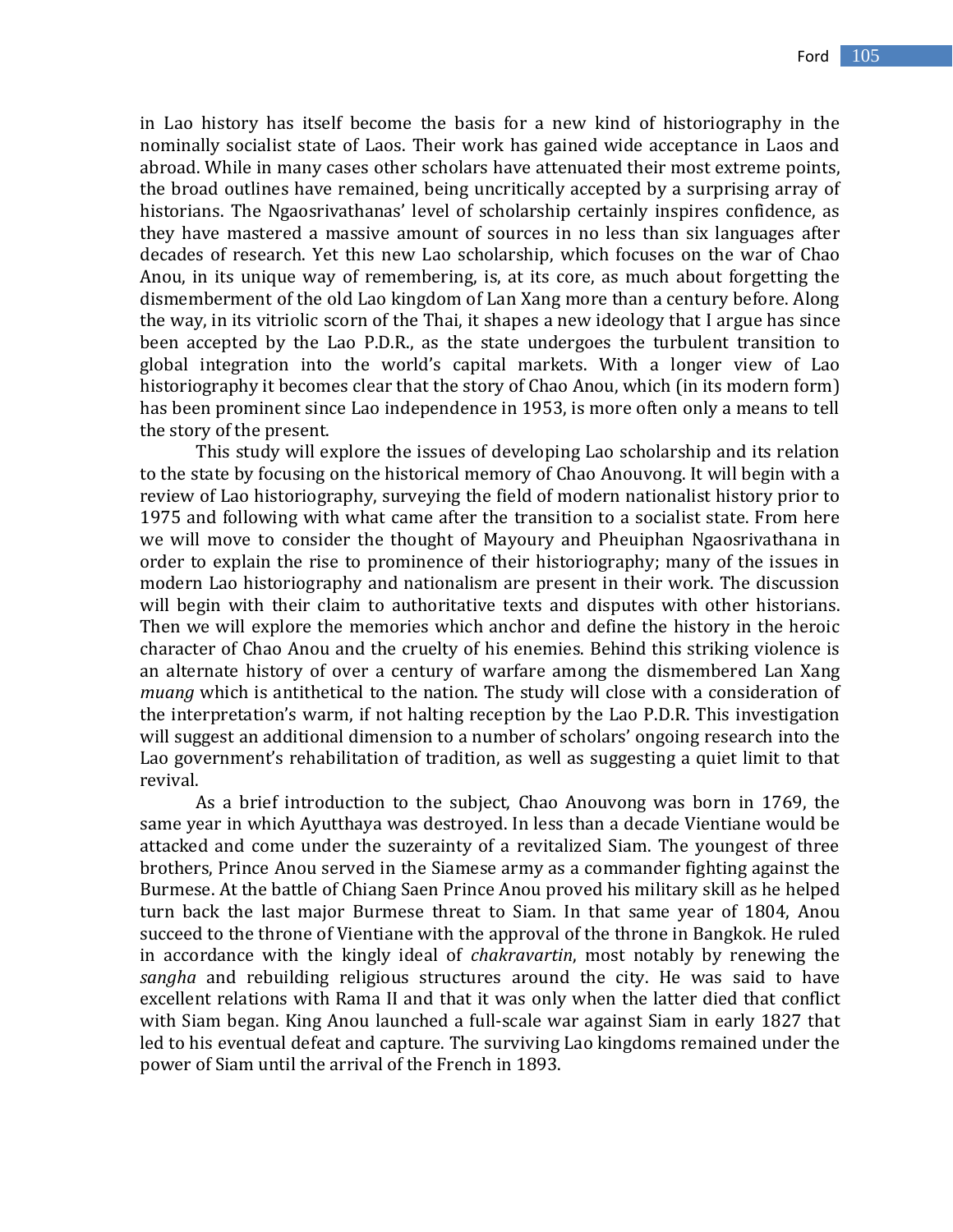in Lao history has itself become the basis for a new kind of historiography in the nominally socialist state of Laos. Their work has gained wide acceptance in Laos and abroad. While in many cases other scholars have attenuated their most extreme points, the broad outlines have remained, being uncritically accepted by a surprising array of historians. The Ngaosrivathanas' level of scholarship certainly inspires confidence, as they have mastered a massive amount of sources in no less than six languages after decades of research. Yet this new Lao scholarship, which focuses on the war of Chao Anou, in its unique way of remembering, is, at its core, as much about forgetting the dismemberment of the old Lao kingdom of Lan Xang more than a century before. Along the way, in its vitriolic scorn of the Thai, it shapes a new ideology that I argue has since been accepted by the Lao P.D.R., as the state undergoes the turbulent transition to global integration into the world's capital markets. With a longer view of Lao historiography it becomes clear that the story of Chao Anou, which (in its modern form) has been prominent since Lao independence in 1953, is more often only a means to tell the story of the present.

This study will explore the issues of developing Lao scholarship and its relation to the state by focusing on the historical memory of Chao Anouvong. It will begin with a review of Lao historiography, surveying the field of modern nationalist history prior to 1975 and following with what came after the transition to a socialist state. From here we will move to consider the thought of Mayoury and Pheuiphan Ngaosrivathana in order to explain the rise to prominence of their historiography; many of the issues in modern Lao historiography and nationalism are present in their work. The discussion will begin with their claim to authoritative texts and disputes with other historians. Then we will explore the memories which anchor and define the history in the heroic character of Chao Anou and the cruelty of his enemies. Behind this striking violence is an alternate history of over a century of warfare among the dismembered Lan Xang *muang* which is antithetical to the nation. The study will close with a consideration of the interpretation's warm, if not halting reception by the Lao P.D.R. This investigation will suggest an additional dimension to a number of scholars' ongoing research into the Lao government's rehabilitation of tradition, as well as suggesting a quiet limit to that revival.

As a brief introduction to the subject, Chao Anouvong was born in 1769, the same year in which Ayutthaya was destroyed. In less than a decade Vientiane would be attacked and come under the suzerainty of a revitalized Siam. The youngest of three brothers, Prince Anou served in the Siamese army as a commander fighting against the Burmese. At the battle of Chiang Saen Prince Anou proved his military skill as he helped turn back the last major Burmese threat to Siam. In that same year of 1804, Anou succeed to the throne of Vientiane with the approval of the throne in Bangkok. He ruled in accordance with the kingly ideal of *chakravartin*, most notably by renewing the *sangha* and rebuilding religious structures around the city. He was said to have excellent relations with Rama II and that it was only when the latter died that conflict with Siam began. King Anou launched a full-scale war against Siam in early 1827 that led to his eventual defeat and capture. The surviving Lao kingdoms remained under the power of Siam until the arrival of the French in 1893.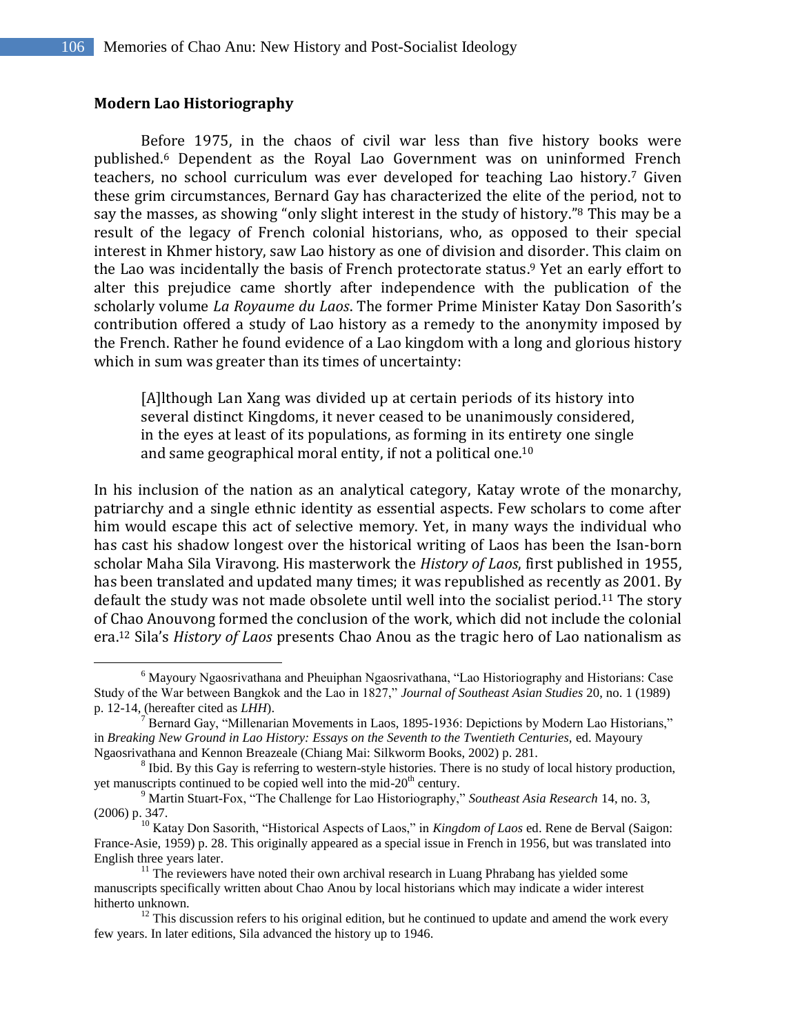## Modern Lao Historiography

Before 1975, in the chaos of civil war less than five history books were published.[6] Dependent as the Royal Lao Government was on uninformed French teachers, no school curriculum was ever developed for teaching Lao history.[7] Given these grim circumstances, Bernard Gay has characterized the elite of the period, not to say the masses, as showing "only slight interest in the study of history."[8] This may be a result of the legacy of French colonial historians, who, as opposed to their special interest in Khmer history, saw Lao history as one of division and disorder. This claim on the Lao was incidentally the basis of French protectorate status.[9] Yet an early effort to alter this prejudice came shortly after independence with the publication of the scholarly volume *La Royaume du Laos*. The former Prime Minister Katay Don Sasorith's contribution offered a study of Lao history as a remedy to the anonymity imposed by the French. Rather he found evidence of a Lao kingdom with a long and glorious history which in sum was greater than its times of uncertainty:

> [A]lthough Lan Xang was divided up at certain periods of its history into several distinct Kingdoms, it never ceased to be unanimously considered, in the eyes at least of its populations, as forming in its entirety one single and same geographical moral entity, if not a political one.[10]

In his inclusion of the nation as an analytical category, Katay wrote of the monarchy, patriarchy and a single ethnic identity as essential aspects. Few scholars to come after him would escape this act of selective memory. Yet, in many ways the individual who has cast his shadow longest over the historical writing of Laos has been the Isan-born scholar Maha Sila Viravong. His masterwork the *History of Laos*, first published in 1955, has been translated and updated many times; it was republished as recently as 2001. By default the study was not made obsolete until well into the socialist period.[11] The story of Chao Anouvong formed the conclusion of the work, which did not include the colonial era.[12] Sila's *History of Laos* presents Chao Anou as the tragic hero of Lao nationalism as

---

[6] Mayoury Ngaosrivathana and Pheuiphan Ngaosrivathana, "Lao Historiography and Historians: Case Study of the War between Bangkok and the Lao in 1827," *Journal of Southeast Asian Studies* 20, no. 1 (1989) p. 12-14, (hereafter cited as *LHH*).

[7] Bernard Gay, "Millenarian Movements in Laos, 1895-1936: Depictions by Modern Lao Historians," in *Breaking New Ground in Lao History: Essays on the Seventh to the Twentieth Centuries*, ed. Mayoury Ngaosrivathana and Kennon Breazeale (Chiang Mai: Silkworm Books, 2002) p. 281.

[8] Ibid. By this Gay is referring to western-style histories. There is no study of local history production, yet manuscripts continued to be copied well into the mid-20th century.

[9] Martin Stuart-Fox, "The Challenge for Lao Historiography," *Southeast Asia Research* 14, no. 3, (2006) p. 347.

[10] Katay Don Sasorith, "Historical Aspects of Laos," in *Kingdom of Laos* ed. Rene de Berval (Saigon: France-Asie, 1959) p. 28. This originally appeared as a special issue in French in 1956, but was translated into English three years later.

[11] The reviewers have noted their own archival research in Luang Phrabang has yielded some manuscripts specifically written about Chao Anou by local historians which may indicate a wider interest hitherto unknown.

[12] This discussion refers to his original edition, but he continued to update and amend the work every few years. In later editions, Sila advanced the history up to 1946.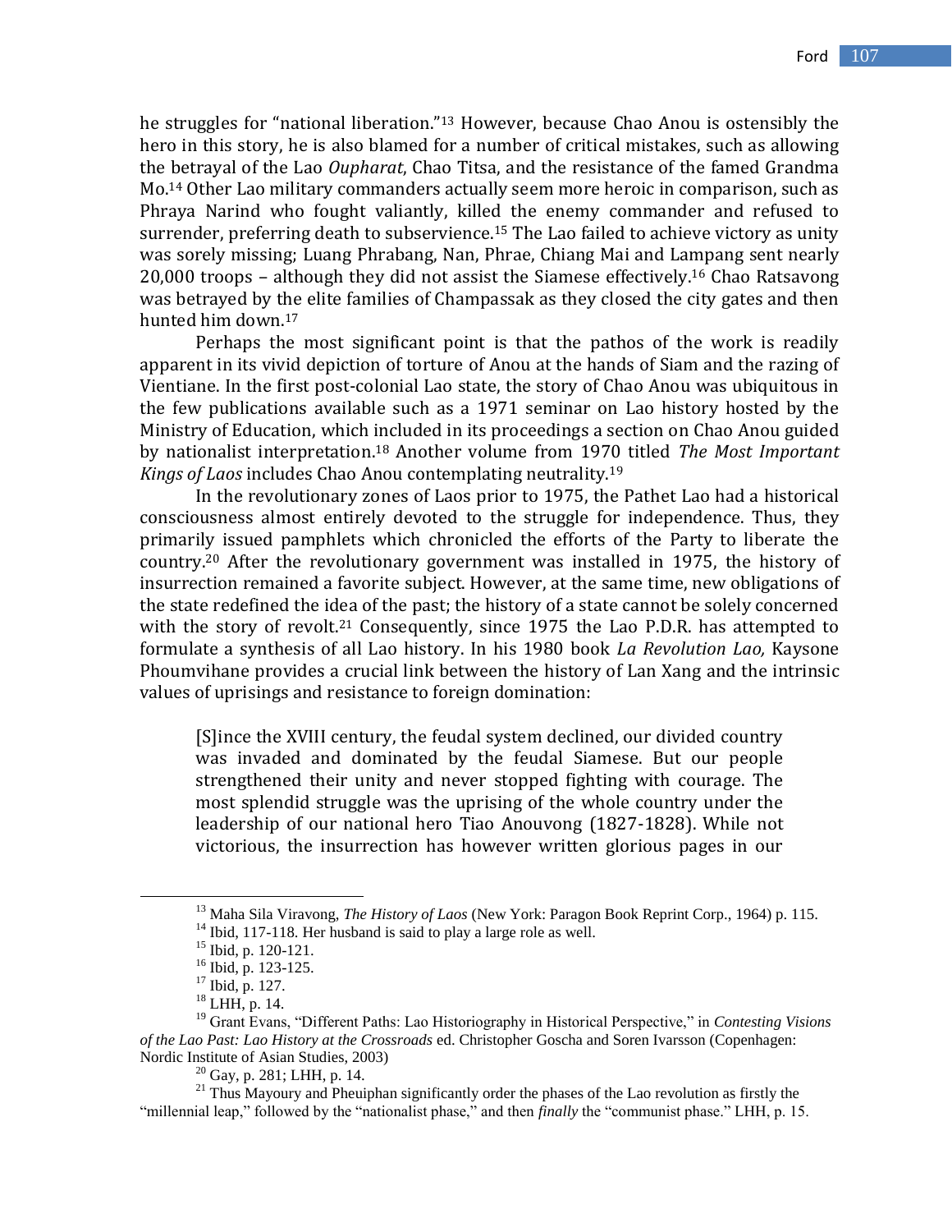he struggles for "national liberation."[13] However, because Chao Anou is ostensibly the hero in this story, he is also blamed for a number of critical mistakes, such as allowing the betrayal of the Lao *Oupharat*, Chao Titsa, and the resistance of the famed Grandma Mo.[14] Other Lao military commanders actually seem more heroic in comparison, such as Phraya Narind who fought valiantly, killed the enemy commander and refused to surrender, preferring death to subservience.[15] The Lao failed to achieve victory as unity was sorely missing; Luang Phrabang, Nan, Phrae, Chiang Mai and Lampang sent nearly 20,000 troops – although they did not assist the Siamese effectively.[16] Chao Ratsavong was betrayed by the elite families of Champassak as they closed the city gates and then hunted him down.[17]

Perhaps the most significant point is that the pathos of the work is readily apparent in its vivid depiction of torture of Anou at the hands of Siam and the razing of Vientiane. In the first post-colonial Lao state, the story of Chao Anou was ubiquitous in the few publications available such as a 1971 seminar on Lao history hosted by the Ministry of Education, which included in its proceedings a section on Chao Anou guided by nationalist interpretation.[18] Another volume from 1970 titled *The Most Important Kings of Laos* includes Chao Anou contemplating neutrality.[19]

In the revolutionary zones of Laos prior to 1975, the Pathet Lao had a historical consciousness almost entirely devoted to the struggle for independence. Thus, they primarily issued pamphlets which chronicled the efforts of the Party to liberate the country.[20] After the revolutionary government was installed in 1975, the history of insurrection remained a favorite subject. However, at the same time, new obligations of the state redefined the idea of the past; the history of a state cannot be solely concerned with the story of revolt.[21] Consequently, since 1975 the Lao P.D.R. has attempted to formulate a synthesis of all Lao history. In his 1980 book *La Revolution Lao,* Kaysone Phoumvihane provides a crucial link between the history of Lan Xang and the intrinsic values of uprisings and resistance to foreign domination:

> [S]ince the XVIII century, the feudal system declined, our divided country was invaded and dominated by the feudal Siamese. But our people strengthened their unity and never stopped fighting with courage. The most splendid struggle was the uprising of the whole country under the leadership of our national hero Tiao Anouvong (1827-1828). While not victorious, the insurrection has however written glorious pages in our

---

[13] Maha Sila Viravong, *The History of Laos* (New York: Paragon Book Reprint Corp., 1964) p. 115.

[14] Ibid, 117-118. Her husband is said to play a large role as well.

[15] Ibid, p. 120-121.

[16] Ibid, p. 123-125.

[17] Ibid, p. 127.

[18] LHH, p. 14.

[19] Grant Evans, "Different Paths: Lao Historiography in Historical Perspective," in *Contesting Visions of the Lao Past: Lao History at the Crossroads* ed. Christopher Goscha and Soren Ivarsson (Copenhagen: Nordic Institute of Asian Studies, 2003)

[20] Gay, p. 281; LHH, p. 14.

[21] Thus Mayoury and Pheuiphan significantly order the phases of the Lao revolution as firstly the "millennial leap," followed by the "nationalist phase," and then *finally* the "communist phase." LHH, p. 15.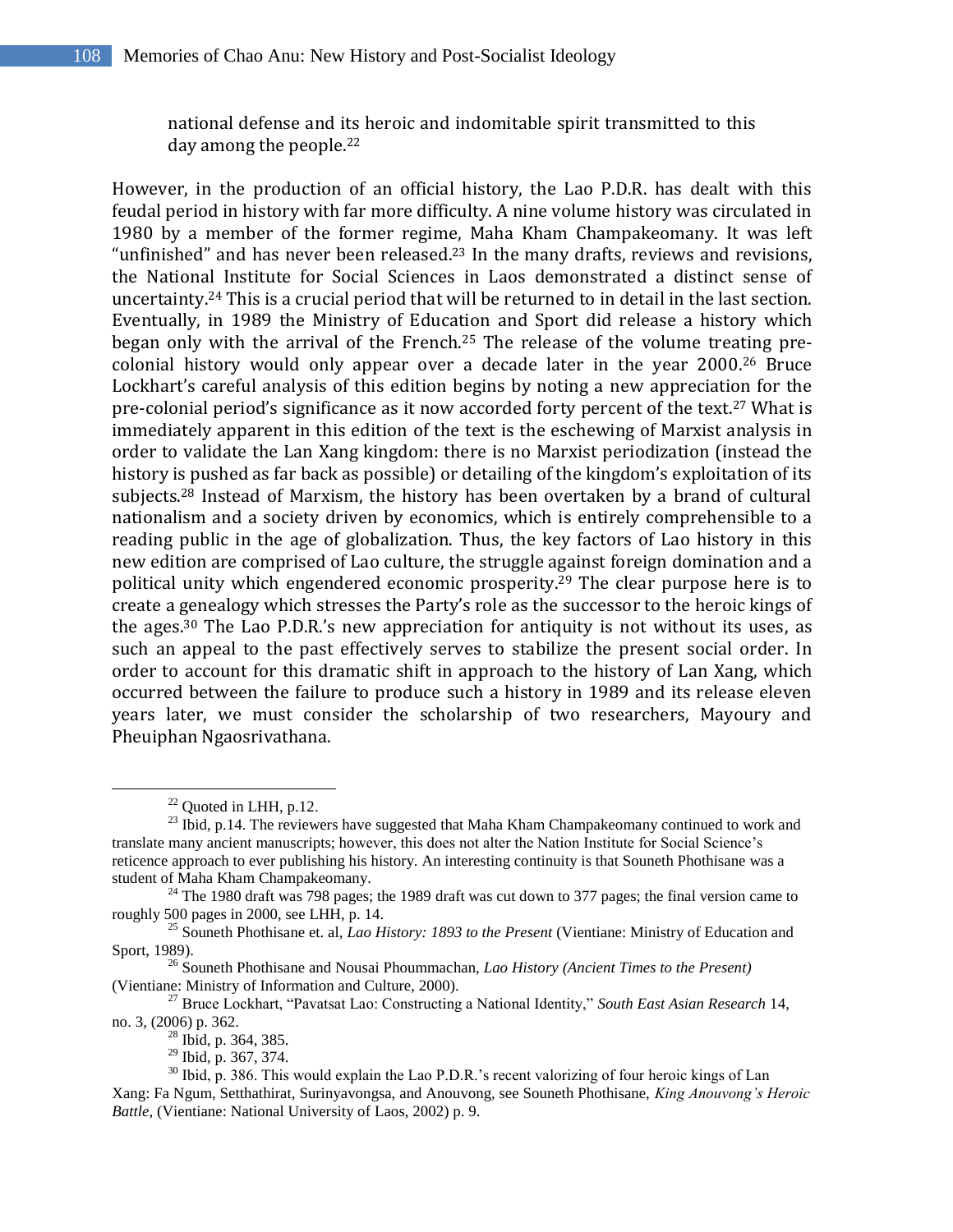national defense and its heroic and indomitable spirit transmitted to this day among the people.[22]

However, in the production of an official history, the Lao P.D.R. has dealt with this feudal period in history with far more difficulty. A nine volume history was circulated in 1980 by a member of the former regime, Maha Kham Champakeomany. It was left "unfinished" and has never been released.[23] In the many drafts, reviews and revisions, the National Institute for Social Sciences in Laos demonstrated a distinct sense of uncertainty.[24] This is a crucial period that will be returned to in detail in the last section. Eventually, in 1989 the Ministry of Education and Sport did release a history which began only with the arrival of the French.[25] The release of the volume treating pre-colonial history would only appear over a decade later in the year 2000.[26] Bruce Lockhart's careful analysis of this edition begins by noting a new appreciation for the pre-colonial period's significance as it now accorded forty percent of the text.[27] What is immediately apparent in this edition of the text is the eschewing of Marxist analysis in order to validate the Lan Xang kingdom: there is no Marxist periodization (instead the history is pushed as far back as possible) or detailing of the kingdom's exploitation of its subjects.[28] Instead of Marxism, the history has been overtaken by a brand of cultural nationalism and a society driven by economics, which is entirely comprehensible to a reading public in the age of globalization. Thus, the key factors of Lao history in this new edition are comprised of Lao culture, the struggle against foreign domination and a political unity which engendered economic prosperity.[29] The clear purpose here is to create a genealogy which stresses the Party's role as the successor to the heroic kings of the ages.[30] The Lao P.D.R.'s new appreciation for antiquity is not without its uses, as such an appeal to the past effectively serves to stabilize the present social order. In order to account for this dramatic shift in approach to the history of Lan Xang, which occurred between the failure to produce such a history in 1989 and its release eleven years later, we must consider the scholarship of two researchers, Mayoury and Pheuiphan Ngaosrivathana.

---

[22] Quoted in LHH, p.12.

[23] Ibid, p.14. The reviewers have suggested that Maha Kham Champakeomany continued to work and translate many ancient manuscripts; however, this does not alter the Nation Institute for Social Science's reticence approach to ever publishing his history. An interesting continuity is that Souneth Phothisane was a student of Maha Kham Champakeomany.

[24] The 1980 draft was 798 pages; the 1989 draft was cut down to 377 pages; the final version came to roughly 500 pages in 2000, see LHH, p. 14.

[25] Souneth Phothisane et. al, *Lao History: 1893 to the Present* (Vientiane: Ministry of Education and Sport, 1989).

[26] Souneth Phothisane and Nousai Phoummachan, *Lao History (Ancient Times to the Present)* (Vientiane: Ministry of Information and Culture, 2000).

[27] Bruce Lockhart, "Pavatsat Lao: Constructing a National Identity," *South East Asian Research* 14, no. 3, (2006) p. 362.

[28] Ibid, p. 364, 385.

[29] Ibid, p. 367, 374.

[30] Ibid, p. 386. This would explain the Lao P.D.R.'s recent valorizing of four heroic kings of Lan Xang: Fa Ngum, Setthathirat, Surinyavongsa, and Anouvong, see Souneth Phothisane, *King Anouvong's Heroic Battle*, (Vientiane: National University of Laos, 2002) p. 9.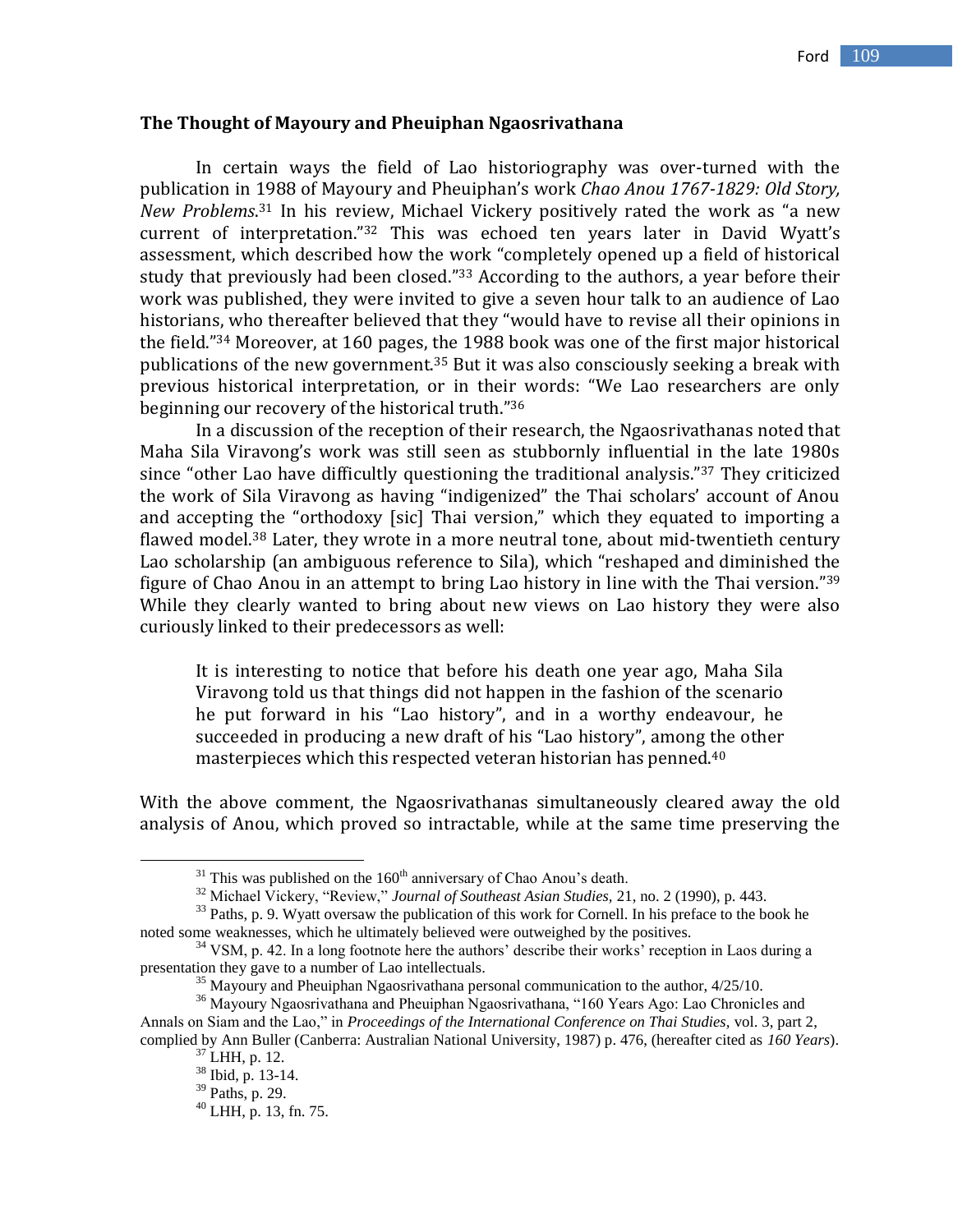### The Thought of Mayoury and Pheuiphan Ngaosrivathana

In certain ways the field of Lao historiography was over-turned with the publication in 1988 of Mayoury and Pheuiphan's work *Chao Anou 1767-1829: Old Story, New Problems*.[31] In his review, Michael Vickery positively rated the work as "a new current of interpretation."[32] This was echoed ten years later in David Wyatt's assessment, which described how the work "completely opened up a field of historical study that previously had been closed."[33] According to the authors, a year before their work was published, they were invited to give a seven hour talk to an audience of Lao historians, who thereafter believed that they "would have to revise all their opinions in the field."[34] Moreover, at 160 pages, the 1988 book was one of the first major historical publications of the new government.[35] But it was also consciously seeking a break with previous historical interpretation, or in their words: "We Lao researchers are only beginning our recovery of the historical truth."[36]

In a discussion of the reception of their research, the Ngaosrivathanas noted that Maha Sila Viravong's work was still seen as stubbornly influential in the late 1980s since "other Lao have difficultly questioning the traditional analysis."[37] They criticized the work of Sila Viravong as having "indigenized" the Thai scholars' account of Anou and accepting the "orthodoxy [sic] Thai version," which they equated to importing a flawed model.[38] Later, they wrote in a more neutral tone, about mid-twentieth century Lao scholarship (an ambiguous reference to Sila), which "reshaped and diminished the figure of Chao Anou in an attempt to bring Lao history in line with the Thai version."[39] While they clearly wanted to bring about new views on Lao history they were also curiously linked to their predecessors as well:

> It is interesting to notice that before his death one year ago, Maha Sila Viravong told us that things did not happen in the fashion of the scenario he put forward in his "Lao history", and in a worthy endeavour, he succeeded in producing a new draft of his "Lao history", among the other masterpieces which this respected veteran historian has penned.[40]

With the above comment, the Ngaosrivathanas simultaneously cleared away the old analysis of Anou, which proved so intractable, while at the same time preserving the

---

[31] This was published on the 160th anniversary of Chao Anou's death.

[32] Michael Vickery, "Review," *Journal of Southeast Asian Studies*, 21, no. 2 (1990), p. 443.

[33] Paths, p. 9. Wyatt oversaw the publication of this work for Cornell. In his preface to the book he noted some weaknesses, which he ultimately believed were outweighed by the positives.

[34] VSM, p. 42. In a long footnote here the authors' describe their works' reception in Laos during a presentation they gave to a number of Lao intellectuals.

[35] Mayoury and Pheuiphan Ngaosrivathana personal communication to the author, 4/25/10.

[36] Mayoury Ngaosrivathana and Pheuiphan Ngaosrivathana, "160 Years Ago: Lao Chronicles and Annals on Siam and the Lao," in *Proceedings of the International Conference on Thai Studies*, vol. 3, part 2, complied by Ann Buller (Canberra: Australian National University, 1987) p. 476, (hereafter cited as *160 Years*).

[37] LHH, p. 12.

[38] Ibid, p. 13-14.

[39] Paths, p. 29.

[40] LHH, p. 13, fn. 75.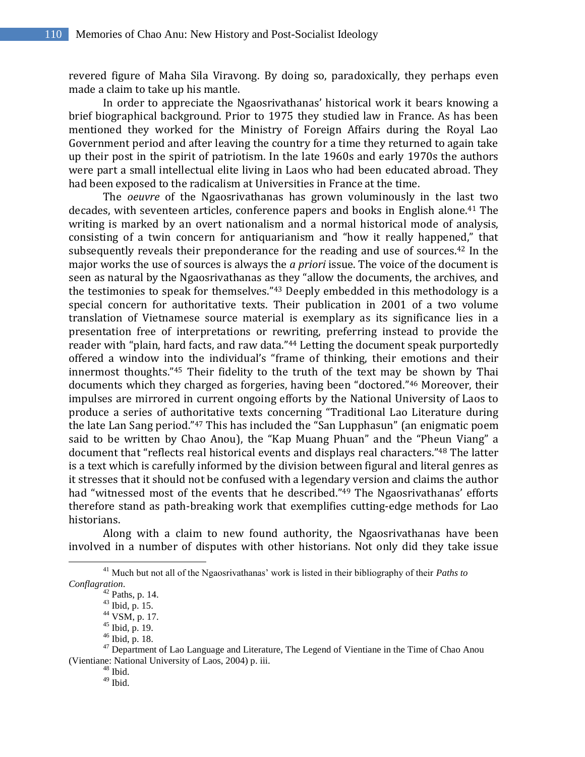revered figure of Maha Sila Viravong. By doing so, paradoxically, they perhaps even made a claim to take up his mantle.

In order to appreciate the Ngaosrivathanas' historical work it bears knowing a brief biographical background. Prior to 1975 they studied law in France. As has been mentioned they worked for the Ministry of Foreign Affairs during the Royal Lao Government period and after leaving the country for a time they returned to again take up their post in the spirit of patriotism. In the late 1960s and early 1970s the authors were part a small intellectual elite living in Laos who had been educated abroad. They had been exposed to the radicalism at Universities in France at the time.

The *oeuvre* of the Ngaosrivathanas has grown voluminously in the last two decades, with seventeen articles, conference papers and books in English alone.[41] The writing is marked by an overt nationalism and a normal historical mode of analysis, consisting of a twin concern for antiquarianism and "how it really happened," that subsequently reveals their preponderance for the reading and use of sources.[42] In the major works the use of sources is always the *a priori* issue. The voice of the document is seen as natural by the Ngaosrivathanas as they "allow the documents, the archives, and the testimonies to speak for themselves."[43] Deeply embedded in this methodology is a special concern for authoritative texts. Their publication in 2001 of a two volume translation of Vietnamese source material is exemplary as its significance lies in a presentation free of interpretations or rewriting, preferring instead to provide the reader with "plain, hard facts, and raw data."[44] Letting the document speak purportedly offered a window into the individual's "frame of thinking, their emotions and their innermost thoughts."[45] Their fidelity to the truth of the text may be shown by Thai documents which they charged as forgeries, having been "doctored."[46] Moreover, their impulses are mirrored in current ongoing efforts by the National University of Laos to produce a series of authoritative texts concerning "Traditional Lao Literature during the late Lan Sang period."[47] This has included the "San Lupphasun" (an enigmatic poem said to be written by Chao Anou), the "Kap Muang Phuan" and the "Pheun Viang" a document that "reflects real historical events and displays real characters."[48] The latter is a text which is carefully informed by the division between figural and literal genres as it stresses that it should not be confused with a legendary version and claims the author had "witnessed most of the events that he described."[49] The Ngaosrivathanas' efforts therefore stand as path-breaking work that exemplifies cutting-edge methods for Lao historians.

Along with a claim to new found authority, the Ngaosrivathanas have been involved in a number of disputes with other historians. Not only did they take issue

---

[41] Much but not all of the Ngaosrivathanas' work is listed in their bibliography of their *Paths to Conflagration*.

[42] Paths, p. 14.

[43] Ibid, p. 15.

[44] VSM, p. 17.

[45] Ibid, p. 19.

[46] Ibid, p. 18.

[47] Department of Lao Language and Literature, The Legend of Vientiane in the Time of Chao Anou (Vientiane: National University of Laos, 2004) p. iii.

[48] Ibid.

[49] Ibid.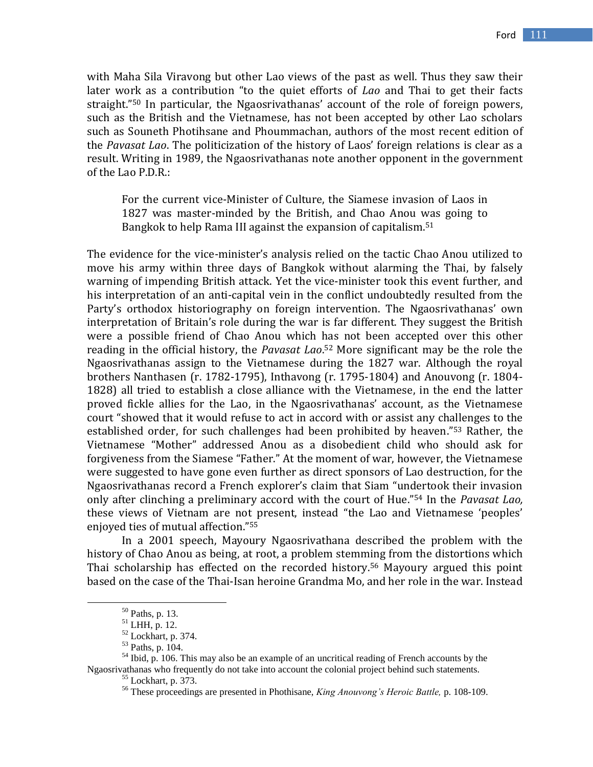with Maha Sila Viravong but other Lao views of the past as well. Thus they saw their later work as a contribution "to the quiet efforts of *Lao* and Thai to get their facts straight."[50] In particular, the Ngaosrivathanas' account of the role of foreign powers, such as the British and the Vietnamese, has not been accepted by other Lao scholars such as Souneth Photihsane and Phoummachan, authors of the most recent edition of the *Pavasat Lao*. The politicization of the history of Laos' foreign relations is clear as a result. Writing in 1989, the Ngaosrivathanas note another opponent in the government of the Lao P.D.R.:

> For the current vice-Minister of Culture, the Siamese invasion of Laos in 1827 was master-minded by the British, and Chao Anou was going to Bangkok to help Rama III against the expansion of capitalism.[51]

The evidence for the vice-minister's analysis relied on the tactic Chao Anou utilized to move his army within three days of Bangkok without alarming the Thai, by falsely warning of impending British attack. Yet the vice-minister took this event further, and his interpretation of an anti-capital vein in the conflict undoubtedly resulted from the Party's orthodox historiography on foreign intervention. The Ngaosrivathanas' own interpretation of Britain's role during the war is far different. They suggest the British were a possible friend of Chao Anou which has not been accepted over this other reading in the official history, the *Pavasat Lao*.[52] More significant may be the role the Ngaosrivathanas assign to the Vietnamese during the 1827 war. Although the royal brothers Nanthasen (r. 1782-1795), Inthavong (r. 1795-1804) and Anouvong (r. 1804-1828) all tried to establish a close alliance with the Vietnamese, in the end the latter proved fickle allies for the Lao, in the Ngaosrivathanas' account, as the Vietnamese court "showed that it would refuse to act in accord with or assist any challenges to the established order, for such challenges had been prohibited by heaven."[53] Rather, the Vietnamese "Mother" addressed Anou as a disobedient child who should ask for forgiveness from the Siamese "Father." At the moment of war, however, the Vietnamese were suggested to have gone even further as direct sponsors of Lao destruction, for the Ngaosrivathanas record a French explorer's claim that Siam "undertook their invasion only after clinching a preliminary accord with the court of Hue."[54] In the *Pavasat Lao,* these views of Vietnam are not present, instead "the Lao and Vietnamese 'peoples' enjoyed ties of mutual affection."[55]

In a 2001 speech, Mayoury Ngaosrivathana described the problem with the history of Chao Anou as being, at root, a problem stemming from the distortions which Thai scholarship has effected on the recorded history.[56] Mayoury argued this point based on the case of the Thai-Isan heroine Grandma Mo, and her role in the war. Instead

---

[50] Paths, p. 13.

[51] LHH, p. 12.

[52] Lockhart, p. 374.

[53] Paths, p. 104.

[54] Ibid, p. 106. This may also be an example of an uncritical reading of French accounts by the Ngaosrivathanas who frequently do not take into account the colonial project behind such statements.

[55] Lockhart, p. 373.

[56] These proceedings are presented in Phothisane, *King Anouvong's Heroic Battle,* p. 108-109.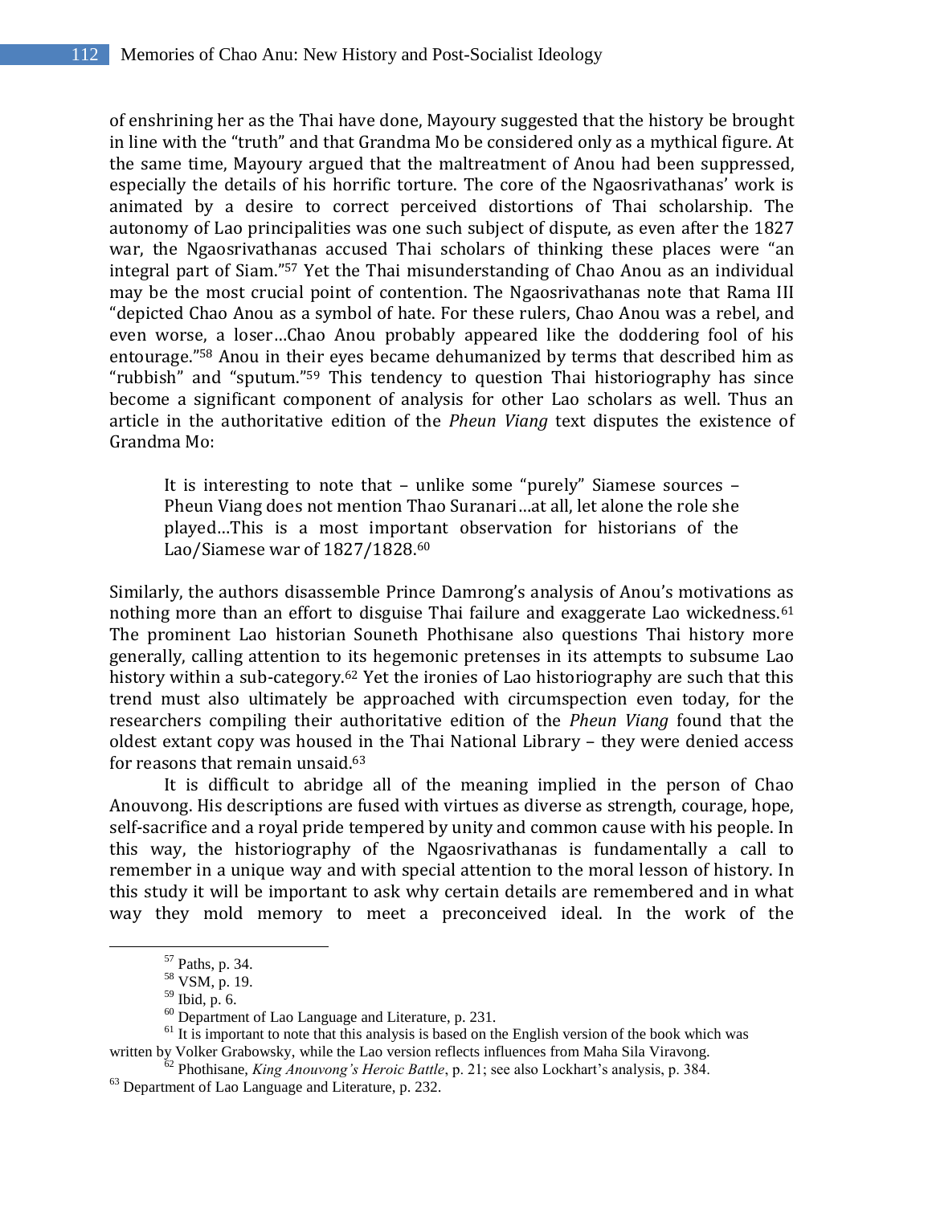of enshrining her as the Thai have done, Mayoury suggested that the history be brought in line with the "truth" and that Grandma Mo be considered only as a mythical figure. At the same time, Mayoury argued that the maltreatment of Anou had been suppressed, especially the details of his horrific torture. The core of the Ngaosrivathanas' work is animated by a desire to correct perceived distortions of Thai scholarship. The autonomy of Lao principalities was one such subject of dispute, as even after the 1827 war, the Ngaosrivathanas accused Thai scholars of thinking these places were "an integral part of Siam."[57] Yet the Thai misunderstanding of Chao Anou as an individual may be the most crucial point of contention. The Ngaosrivathanas note that Rama III "depicted Chao Anou as a symbol of hate. For these rulers, Chao Anou was a rebel, and even worse, a loser…Chao Anou probably appeared like the doddering fool of his entourage."[58] Anou in their eyes became dehumanized by terms that described him as "rubbish" and "sputum."[59] This tendency to question Thai historiography has since become a significant component of analysis for other Lao scholars as well. Thus an article in the authoritative edition of the *Pheun Viang* text disputes the existence of Grandma Mo:

> It is interesting to note that – unlike some "purely" Siamese sources – Pheun Viang does not mention Thao Suranari…at all, let alone the role she played…This is a most important observation for historians of the Lao/Siamese war of 1827/1828.[60]

Similarly, the authors disassemble Prince Damrong's analysis of Anou's motivations as nothing more than an effort to disguise Thai failure and exaggerate Lao wickedness.[61] The prominent Lao historian Souneth Phothisane also questions Thai history more generally, calling attention to its hegemonic pretenses in its attempts to subsume Lao history within a sub-category.[62] Yet the ironies of Lao historiography are such that this trend must also ultimately be approached with circumspection even today, for the researchers compiling their authoritative edition of the *Pheun Viang* found that the oldest extant copy was housed in the Thai National Library – they were denied access for reasons that remain unsaid.[63]

It is difficult to abridge all of the meaning implied in the person of Chao Anouvong. His descriptions are fused with virtues as diverse as strength, courage, hope, self-sacrifice and a royal pride tempered by unity and common cause with his people. In this way, the historiography of the Ngaosrivathanas is fundamentally a call to remember in a unique way and with special attention to the moral lesson of history. In this study it will be important to ask why certain details are remembered and in what way they mold memory to meet a preconceived ideal. In the work of the

---

[57] Paths, p. 34.

[58] VSM, p. 19.

[59] Ibid, p. 6.

[60] Department of Lao Language and Literature, p. 231.

[61] It is important to note that this analysis is based on the English version of the book which was written by Volker Grabowsky, while the Lao version reflects influences from Maha Sila Viravong.

[62] Phothisane, *King Anouvong's Heroic Battle*, p. 21; see also Lockhart's analysis, p. 384.

[63] Department of Lao Language and Literature, p. 232.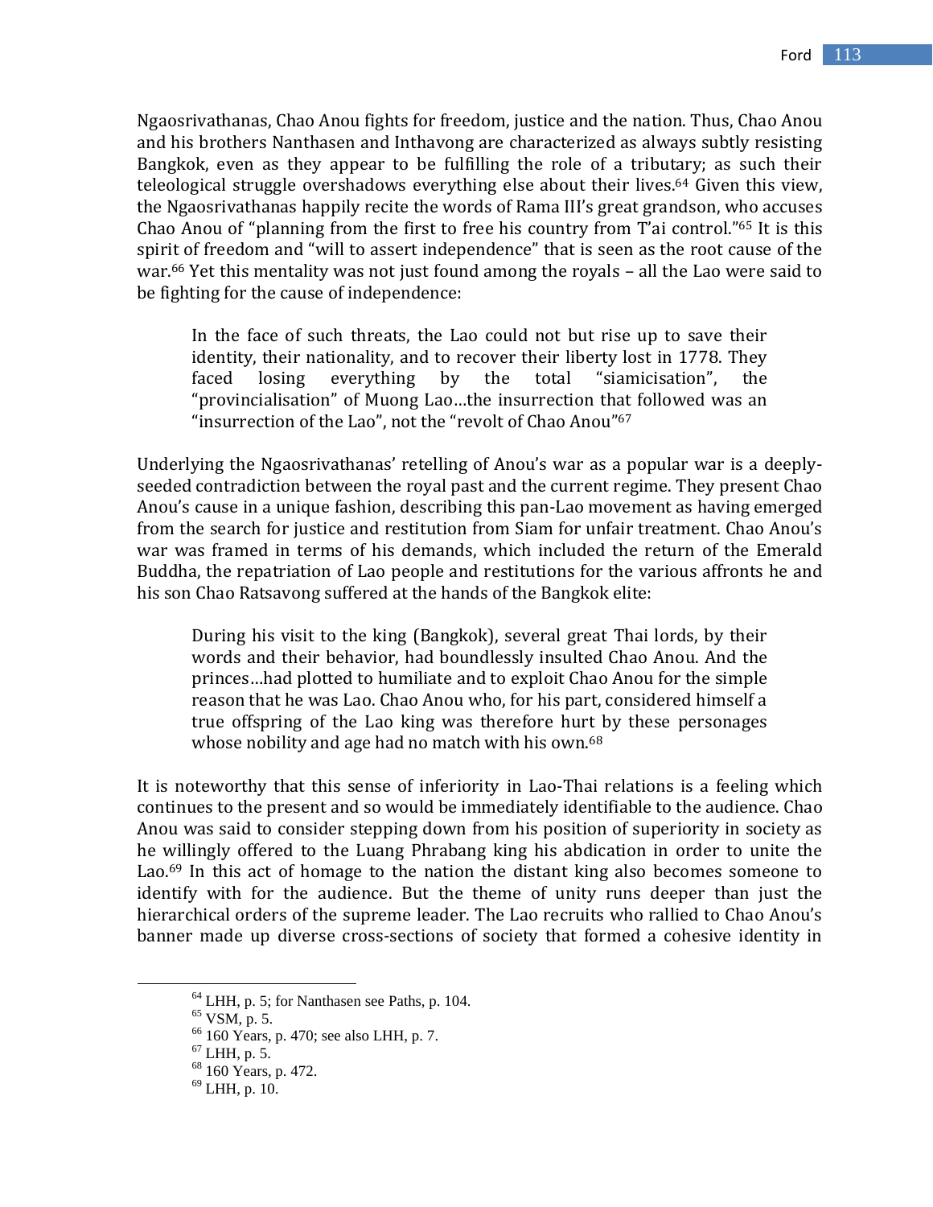Ngaosrivathanas, Chao Anou fights for freedom, justice and the nation. Thus, Chao Anou and his brothers Nanthasen and Inthavong are characterized as always subtly resisting Bangkok, even as they appear to be fulfilling the role of a tributary; as such their teleological struggle overshadows everything else about their lives.[64] Given this view, the Ngaosrivathanas happily recite the words of Rama III's great grandson, who accuses Chao Anou of "planning from the first to free his country from T'ai control."[65] It is this spirit of freedom and "will to assert independence" that is seen as the root cause of the war.[66] Yet this mentality was not just found among the royals – all the Lao were said to be fighting for the cause of independence:

> In the face of such threats, the Lao could not but rise up to save their identity, their nationality, and to recover their liberty lost in 1778. They faced losing everything by the total "siamicisation", the "provincialisation" of Muong Lao…the insurrection that followed was an "insurrection of the Lao", not the "revolt of Chao Anou"[67]

Underlying the Ngaosrivathanas' retelling of Anou's war as a popular war is a deeply-seeded contradiction between the royal past and the current regime. They present Chao Anou's cause in a unique fashion, describing this pan-Lao movement as having emerged from the search for justice and restitution from Siam for unfair treatment. Chao Anou's war was framed in terms of his demands, which included the return of the Emerald Buddha, the repatriation of Lao people and restitutions for the various affronts he and his son Chao Ratsavong suffered at the hands of the Bangkok elite:

> During his visit to the king (Bangkok), several great Thai lords, by their words and their behavior, had boundlessly insulted Chao Anou. And the princes…had plotted to humiliate and to exploit Chao Anou for the simple reason that he was Lao. Chao Anou who, for his part, considered himself a true offspring of the Lao king was therefore hurt by these personages whose nobility and age had no match with his own.[68]

It is noteworthy that this sense of inferiority in Lao-Thai relations is a feeling which continues to the present and so would be immediately identifiable to the audience. Chao Anou was said to consider stepping down from his position of superiority in society as he willingly offered to the Luang Phrabang king his abdication in order to unite the Lao.[69] In this act of homage to the nation the distant king also becomes someone to identify with for the audience. But the theme of unity runs deeper than just the hierarchical orders of the supreme leader. The Lao recruits who rallied to Chao Anou's banner made up diverse cross-sections of society that formed a cohesive identity in

---

[64] LHH, p. 5; for Nanthasen see Paths, p. 104.

[65] VSM, p. 5.

[66] 160 Years, p. 470; see also LHH, p. 7.

[67] LHH, p. 5.

[68] 160 Years, p. 472.

[69] LHH, p. 10.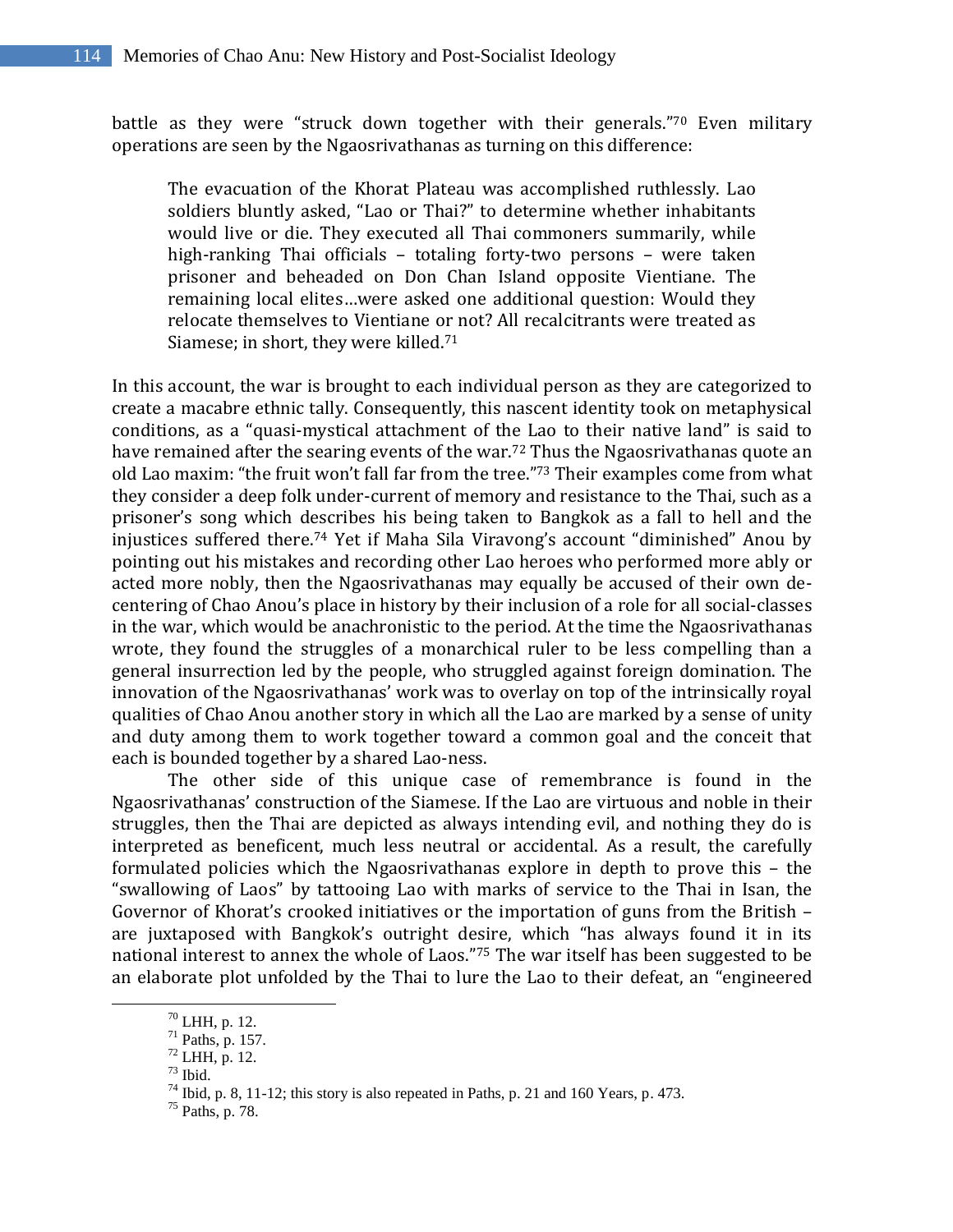battle as they were "struck down together with their generals."[70] Even military operations are seen by the Ngaosrivathanas as turning on this difference:

> The evacuation of the Khorat Plateau was accomplished ruthlessly. Lao soldiers bluntly asked, "Lao or Thai?" to determine whether inhabitants would live or die. They executed all Thai commoners summarily, while high-ranking Thai officials – totaling forty-two persons – were taken prisoner and beheaded on Don Chan Island opposite Vientiane. The remaining local elites…were asked one additional question: Would they relocate themselves to Vientiane or not? All recalcitrants were treated as Siamese; in short, they were killed.[71]

In this account, the war is brought to each individual person as they are categorized to create a macabre ethnic tally. Consequently, this nascent identity took on metaphysical conditions, as a "quasi-mystical attachment of the Lao to their native land" is said to have remained after the searing events of the war.[72] Thus the Ngaosrivathanas quote an old Lao maxim: "the fruit won't fall far from the tree."[73] Their examples come from what they consider a deep folk under-current of memory and resistance to the Thai, such as a prisoner's song which describes his being taken to Bangkok as a fall to hell and the injustices suffered there.[74] Yet if Maha Sila Viravong's account "diminished" Anou by pointing out his mistakes and recording other Lao heroes who performed more ably or acted more nobly, then the Ngaosrivathanas may equally be accused of their own de-centering of Chao Anou's place in history by their inclusion of a role for all social-classes in the war, which would be anachronistic to the period. At the time the Ngaosrivathanas wrote, they found the struggles of a monarchical ruler to be less compelling than a general insurrection led by the people, who struggled against foreign domination. The innovation of the Ngaosrivathanas' work was to overlay on top of the intrinsically royal qualities of Chao Anou another story in which all the Lao are marked by a sense of unity and duty among them to work together toward a common goal and the conceit that each is bounded together by a shared Lao-ness.

The other side of this unique case of remembrance is found in the Ngaosrivathanas' construction of the Siamese. If the Lao are virtuous and noble in their struggles, then the Thai are depicted as always intending evil, and nothing they do is interpreted as beneficent, much less neutral or accidental. As a result, the carefully formulated policies which the Ngaosrivathanas explore in depth to prove this – the "swallowing of Laos" by tattooing Lao with marks of service to the Thai in Isan, the Governor of Khorat's crooked initiatives or the importation of guns from the British – are juxtaposed with Bangkok's outright desire, which "has always found it in its national interest to annex the whole of Laos."[75] The war itself has been suggested to be an elaborate plot unfolded by the Thai to lure the Lao to their defeat, an "engineered

---

[70] LHH, p. 12.
[71] Paths, p. 157.
[72] LHH, p. 12.
[73] Ibid.
[74] Ibid, p. 8, 11-12; this story is also repeated in Paths, p. 21 and 160 Years, p. 473.
[75] Paths, p. 78.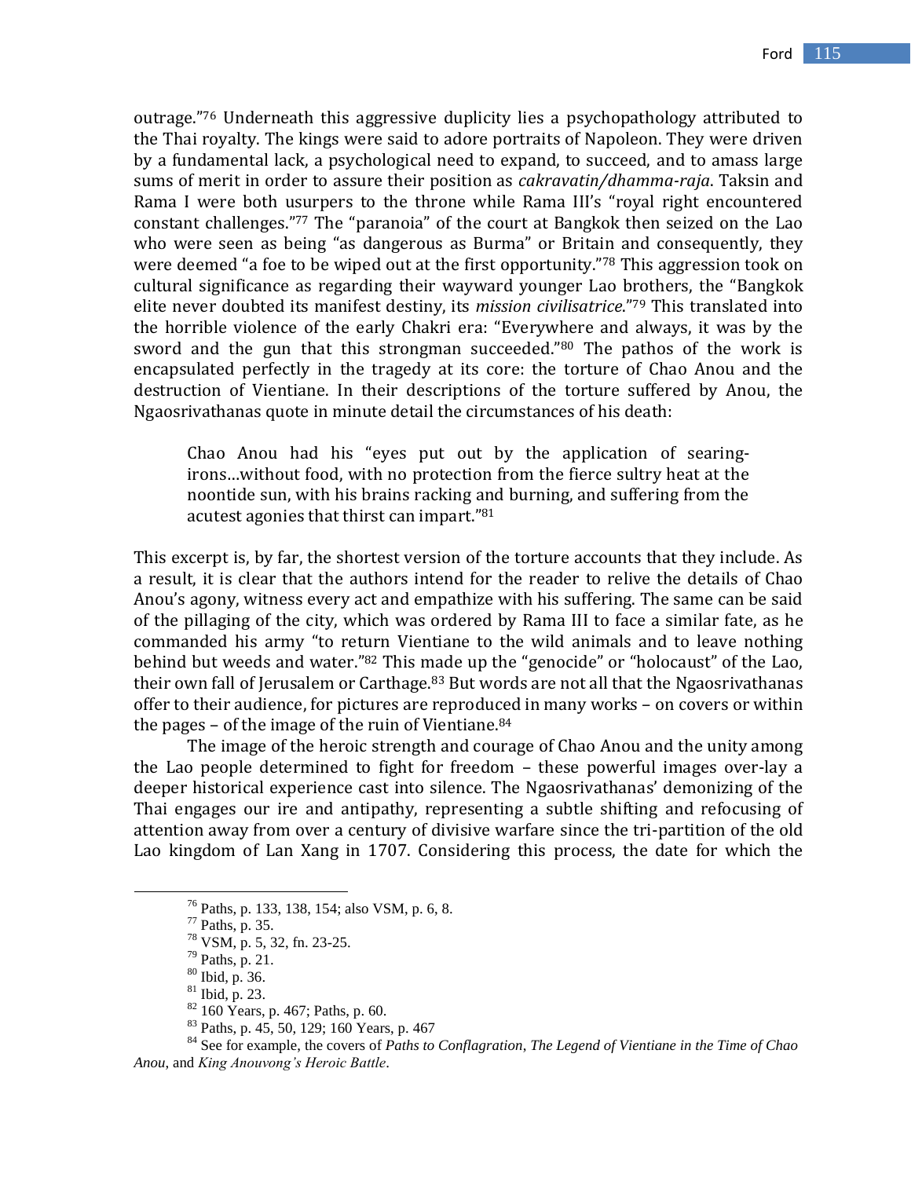outrage."[76] Underneath this aggressive duplicity lies a psychopathology attributed to the Thai royalty. The kings were said to adore portraits of Napoleon. They were driven by a fundamental lack, a psychological need to expand, to succeed, and to amass large sums of merit in order to assure their position as *cakravatin/dhamma-raja*. Taksin and Rama I were both usurpers to the throne while Rama III's "royal right encountered constant challenges."[77] The "paranoia" of the court at Bangkok then seized on the Lao who were seen as being "as dangerous as Burma" or Britain and consequently, they were deemed "a foe to be wiped out at the first opportunity."[78] This aggression took on cultural significance as regarding their wayward younger Lao brothers, the "Bangkok elite never doubted its manifest destiny, its *mission civilisatrice*."[79] This translated into the horrible violence of the early Chakri era: "Everywhere and always, it was by the sword and the gun that this strongman succeeded."[80] The pathos of the work is encapsulated perfectly in the tragedy at its core: the torture of Chao Anou and the destruction of Vientiane. In their descriptions of the torture suffered by Anou, the Ngaosrivathanas quote in minute detail the circumstances of his death:

> Chao Anou had his "eyes put out by the application of searing-irons…without food, with no protection from the fierce sultry heat at the noontide sun, with his brains racking and burning, and suffering from the acutest agonies that thirst can impart."[81]

This excerpt is, by far, the shortest version of the torture accounts that they include. As a result, it is clear that the authors intend for the reader to relive the details of Chao Anou's agony, witness every act and empathize with his suffering. The same can be said of the pillaging of the city, which was ordered by Rama III to face a similar fate, as he commanded his army "to return Vientiane to the wild animals and to leave nothing behind but weeds and water."[82] This made up the "genocide" or "holocaust" of the Lao, their own fall of Jerusalem or Carthage.[83] But words are not all that the Ngaosrivathanas offer to their audience, for pictures are reproduced in many works – on covers or within the pages – of the image of the ruin of Vientiane.[84]

The image of the heroic strength and courage of Chao Anou and the unity among the Lao people determined to fight for freedom – these powerful images over-lay a deeper historical experience cast into silence. The Ngaosrivathanas' demonizing of the Thai engages our ire and antipathy, representing a subtle shifting and refocusing of attention away from over a century of divisive warfare since the tri-partition of the old Lao kingdom of Lan Xang in 1707. Considering this process, the date for which the

---

[76] Paths, p. 133, 138, 154; also VSM, p. 6, 8.

[77] Paths, p. 35.

[78] VSM, p. 5, 32, fn. 23-25.

[79] Paths, p. 21.

[80] Ibid, p. 36.

[81] Ibid, p. 23.

[82] 160 Years, p. 467; Paths, p. 60.

[83] Paths, p. 45, 50, 129; 160 Years, p. 467

[84] See for example, the covers of *Paths to Conflagration*, *The Legend of Vientiane in the Time of Chao Anou*, and *King Anouvong's Heroic Battle*.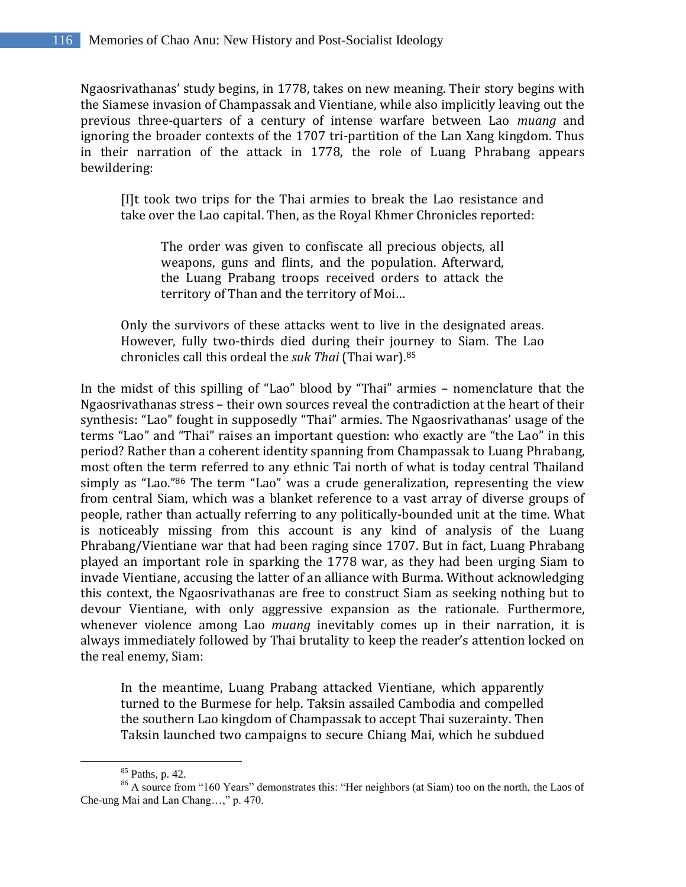Ngaosrivathanas' study begins, in 1778, takes on new meaning. Their story begins with the Siamese invasion of Champassak and Vientiane, while also implicitly leaving out the previous three-quarters of a century of intense warfare between Lao *muang* and ignoring the broader contexts of the 1707 tri-partition of the Lan Xang kingdom. Thus in their narration of the attack in 1778, the role of Luang Phrabang appears bewildering:

> [I]t took two trips for the Thai armies to break the Lao resistance and take over the Lao capital. Then, as the Royal Khmer Chronicles reported:
>
> > The order was given to confiscate all precious objects, all weapons, guns and flints, and the population. Afterward, the Luang Prabang troops received orders to attack the territory of Than and the territory of Moi…
>
> Only the survivors of these attacks went to live in the designated areas. However, fully two-thirds died during their journey to Siam. The Lao chronicles call this ordeal the *suk Thai* (Thai war).[85]

In the midst of this spilling of "Lao" blood by "Thai" armies – nomenclature that the Ngaosrivathanas stress – their own sources reveal the contradiction at the heart of their synthesis: "Lao" fought in supposedly "Thai" armies. The Ngaosrivathanas' usage of the terms "Lao" and "Thai" raises an important question: who exactly are "the Lao" in this period? Rather than a coherent identity spanning from Champassak to Luang Phrabang, most often the term referred to any ethnic Tai north of what is today central Thailand simply as "Lao."[86] The term "Lao" was a crude generalization, representing the view from central Siam, which was a blanket reference to a vast array of diverse groups of people, rather than actually referring to any politically-bounded unit at the time. What is noticeably missing from this account is any kind of analysis of the Luang Phrabang/Vientiane war that had been raging since 1707. But in fact, Luang Phrabang played an important role in sparking the 1778 war, as they had been urging Siam to invade Vientiane, accusing the latter of an alliance with Burma. Without acknowledging this context, the Ngaosrivathanas are free to construct Siam as seeking nothing but to devour Vientiane, with only aggressive expansion as the rationale. Furthermore, whenever violence among Lao *muang* inevitably comes up in their narration, it is always immediately followed by Thai brutality to keep the reader's attention locked on the real enemy, Siam:

> In the meantime, Luang Prabang attacked Vientiane, which apparently turned to the Burmese for help. Taksin assailed Cambodia and compelled the southern Lao kingdom of Champassak to accept Thai suzerainty. Then Taksin launched two campaigns to secure Chiang Mai, which he subdued

[85] Paths, p. 42.

[86] A source from "160 Years" demonstrates this: "Her neighbors (at Siam) too on the north, the Laos of Che-ung Mai and Lan Chang…," p. 470.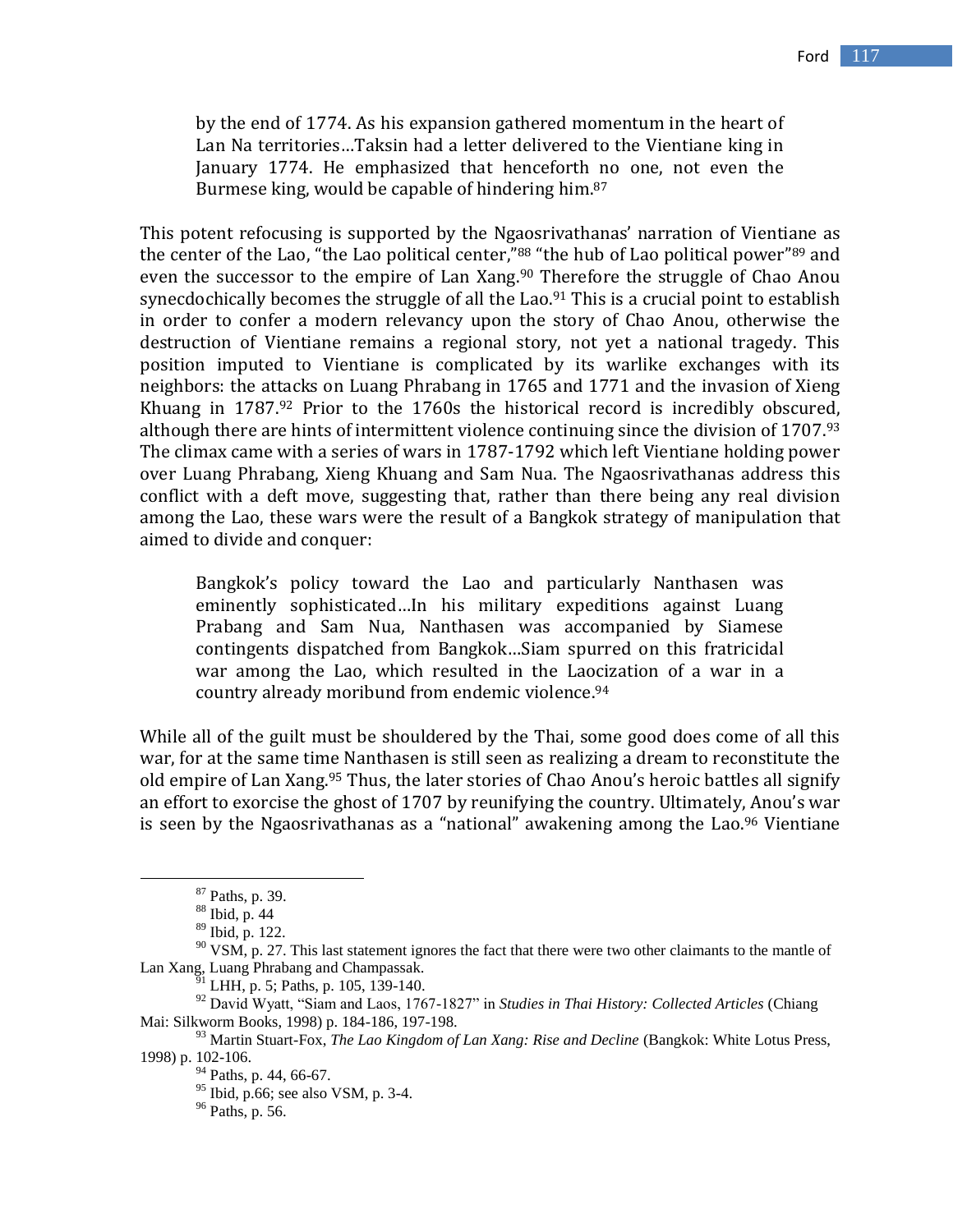> by the end of 1774. As his expansion gathered momentum in the heart of Lan Na territories…Taksin had a letter delivered to the Vientiane king in January 1774. He emphasized that henceforth no one, not even the Burmese king, would be capable of hindering him.[87]

This potent refocusing is supported by the Ngaosrivathanas' narration of Vientiane as the center of the Lao, "the Lao political center,"[88] "the hub of Lao political power"[89] and even the successor to the empire of Lan Xang.[90] Therefore the struggle of Chao Anou synecdochically becomes the struggle of all the Lao.[91] This is a crucial point to establish in order to confer a modern relevancy upon the story of Chao Anou, otherwise the destruction of Vientiane remains a regional story, not yet a national tragedy. This position imputed to Vientiane is complicated by its warlike exchanges with its neighbors: the attacks on Luang Phrabang in 1765 and 1771 and the invasion of Xieng Khuang in 1787.[92] Prior to the 1760s the historical record is incredibly obscured, although there are hints of intermittent violence continuing since the division of 1707.[93] The climax came with a series of wars in 1787-1792 which left Vientiane holding power over Luang Phrabang, Xieng Khuang and Sam Nua. The Ngaosrivathanas address this conflict with a deft move, suggesting that, rather than there being any real division among the Lao, these wars were the result of a Bangkok strategy of manipulation that aimed to divide and conquer:

> Bangkok's policy toward the Lao and particularly Nanthasen was eminently sophisticated…In his military expeditions against Luang Prabang and Sam Nua, Nanthasen was accompanied by Siamese contingents dispatched from Bangkok…Siam spurred on this fratricidal war among the Lao, which resulted in the Laocization of a war in a country already moribund from endemic violence.[94]

While all of the guilt must be shouldered by the Thai, some good does come of all this war, for at the same time Nanthasen is still seen as realizing a dream to reconstitute the old empire of Lan Xang.[95] Thus, the later stories of Chao Anou's heroic battles all signify an effort to exorcise the ghost of 1707 by reunifying the country. Ultimately, Anou's war is seen by the Ngaosrivathanas as a "national" awakening among the Lao.[96] Vientiane

---

[87] Paths, p. 39.

[88] Ibid, p. 44

[89] Ibid, p. 122.

[90] VSM, p. 27. This last statement ignores the fact that there were two other claimants to the mantle of Lan Xang, Luang Phrabang and Champassak.

[91] LHH, p. 5; Paths, p. 105, 139-140.

[92] David Wyatt, "Siam and Laos, 1767-1827" in *Studies in Thai History: Collected Articles* (Chiang Mai: Silkworm Books, 1998) p. 184-186, 197-198.

[93] Martin Stuart-Fox, *The Lao Kingdom of Lan Xang: Rise and Decline* (Bangkok: White Lotus Press, 1998) p. 102-106.

[94] Paths, p. 44, 66-67.

[95] Ibid, p.66; see also VSM, p. 3-4.

[96] Paths, p. 56.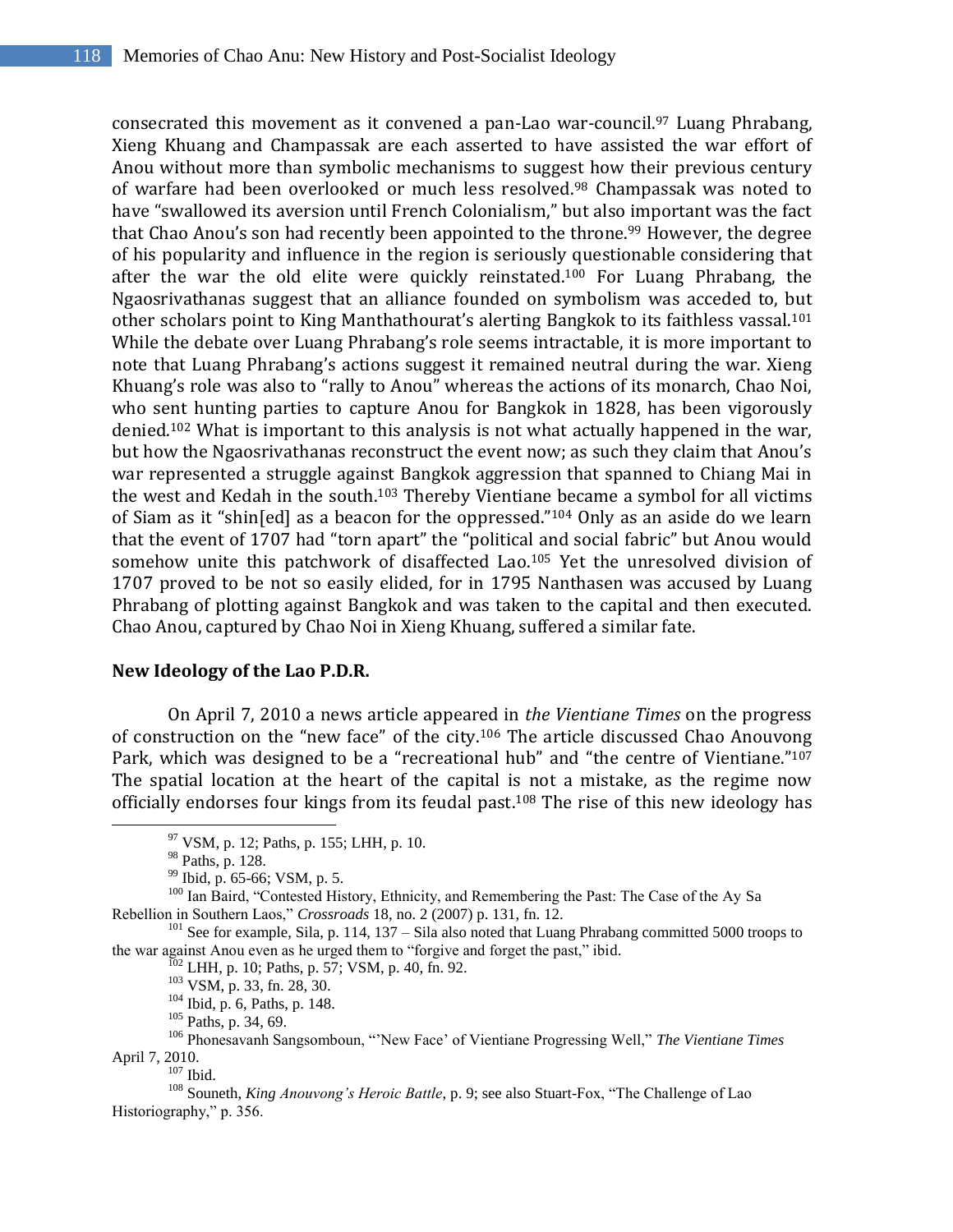consecrated this movement as it convened a pan-Lao war-council.[97] Luang Phrabang, Xieng Khuang and Champassak are each asserted to have assisted the war effort of Anou without more than symbolic mechanisms to suggest how their previous century of warfare had been overlooked or much less resolved.[98] Champassak was noted to have "swallowed its aversion until French Colonialism," but also important was the fact that Chao Anou's son had recently been appointed to the throne.[99] However, the degree of his popularity and influence in the region is seriously questionable considering that after the war the old elite were quickly reinstated.[100] For Luang Phrabang, the Ngaosrivathanas suggest that an alliance founded on symbolism was acceded to, but other scholars point to King Manthathourat's alerting Bangkok to its faithless vassal.[101] While the debate over Luang Phrabang's role seems intractable, it is more important to note that Luang Phrabang's actions suggest it remained neutral during the war. Xieng Khuang's role was also to "rally to Anou" whereas the actions of its monarch, Chao Noi, who sent hunting parties to capture Anou for Bangkok in 1828, has been vigorously denied.[102] What is important to this analysis is not what actually happened in the war, but how the Ngaosrivathanas reconstruct the event now; as such they claim that Anou's war represented a struggle against Bangkok aggression that spanned to Chiang Mai in the west and Kedah in the south.[103] Thereby Vientiane became a symbol for all victims of Siam as it "shin[ed] as a beacon for the oppressed."[104] Only as an aside do we learn that the event of 1707 had "torn apart" the "political and social fabric" but Anou would somehow unite this patchwork of disaffected Lao.[105] Yet the unresolved division of 1707 proved to be not so easily elided, for in 1795 Nanthasen was accused by Luang Phrabang of plotting against Bangkok and was taken to the capital and then executed. Chao Anou, captured by Chao Noi in Xieng Khuang, suffered a similar fate.

**New Ideology of the Lao P.D.R.**

On April 7, 2010 a news article appeared in *the Vientiane Times* on the progress of construction on the "new face" of the city.[106] The article discussed Chao Anouvong Park, which was designed to be a "recreational hub" and "the centre of Vientiane."[107] The spatial location at the heart of the capital is not a mistake, as the regime now officially endorses four kings from its feudal past.[108] The rise of this new ideology has

---

[97] VSM, p. 12; Paths, p. 155; LHH, p. 10.

[98] Paths, p. 128.

[99] Ibid, p. 65-66; VSM, p. 5.

[100] Ian Baird, "Contested History, Ethnicity, and Remembering the Past: The Case of the Ay Sa Rebellion in Southern Laos," *Crossroads* 18, no. 2 (2007) p. 131, fn. 12.

[101] See for example, Sila, p. 114, 137 – Sila also noted that Luang Phrabang committed 5000 troops to the war against Anou even as he urged them to "forgive and forget the past," ibid.

[102] LHH, p. 10; Paths, p. 57; VSM, p. 40, fn. 92.

[103] VSM, p. 33, fn. 28, 30.

[104] Ibid, p. 6, Paths, p. 148.

[105] Paths, p. 34, 69.

[106] Phonesavanh Sangsomboun, "'New Face' of Vientiane Progressing Well," *The Vientiane Times* April 7, 2010.

[107] Ibid.

[108] Souneth, *King Anouvong's Heroic Battle*, p. 9; see also Stuart-Fox, "The Challenge of Lao Historiography," p. 356.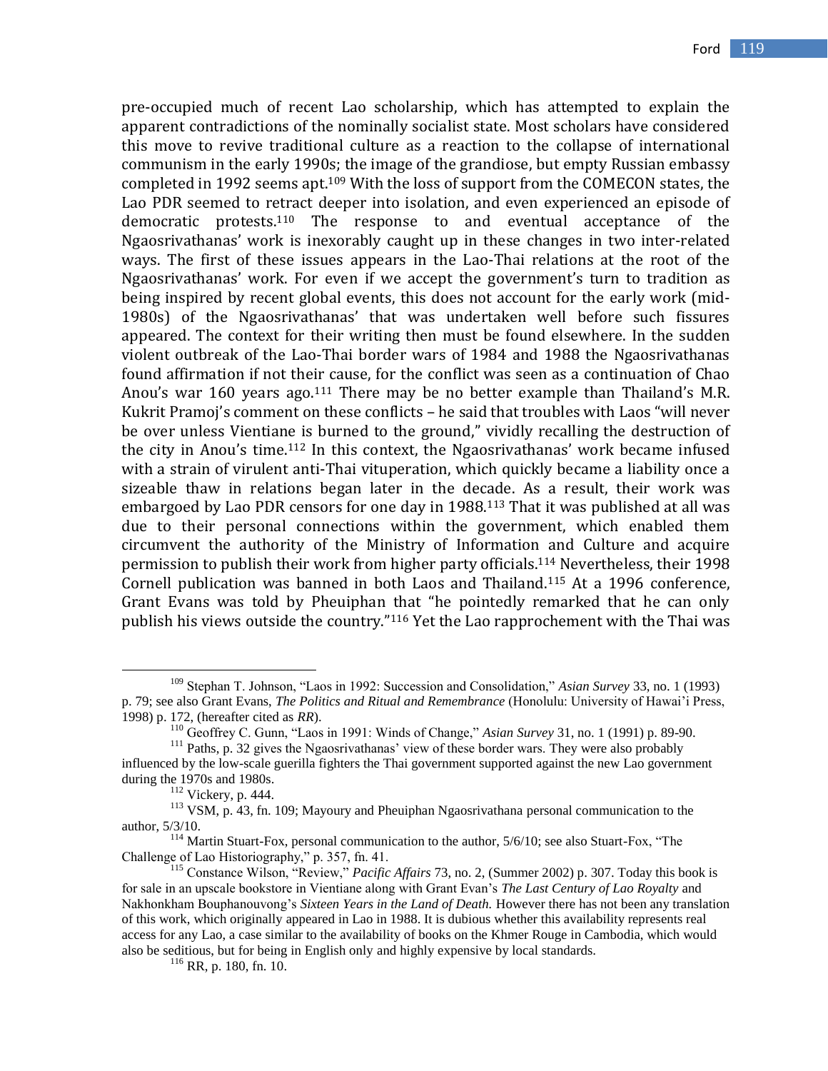pre-occupied much of recent Lao scholarship, which has attempted to explain the apparent contradictions of the nominally socialist state. Most scholars have considered this move to revive traditional culture as a reaction to the collapse of international communism in the early 1990s; the image of the grandiose, but empty Russian embassy completed in 1992 seems apt.[109] With the loss of support from the COMECON states, the Lao PDR seemed to retract deeper into isolation, and even experienced an episode of democratic protests.[110] The response to and eventual acceptance of the Ngaosrivathanas' work is inexorably caught up in these changes in two inter-related ways. The first of these issues appears in the Lao-Thai relations at the root of the Ngaosrivathanas' work. For even if we accept the government's turn to tradition as being inspired by recent global events, this does not account for the early work (mid-1980s) of the Ngaosrivathanas' that was undertaken well before such fissures appeared. The context for their writing then must be found elsewhere. In the sudden violent outbreak of the Lao-Thai border wars of 1984 and 1988 the Ngaosrivathanas found affirmation if not their cause, for the conflict was seen as a continuation of Chao Anou's war 160 years ago.[111] There may be no better example than Thailand's M.R. Kukrit Pramoj's comment on these conflicts – he said that troubles with Laos "will never be over unless Vientiane is burned to the ground," vividly recalling the destruction of the city in Anou's time.[112] In this context, the Ngaosrivathanas' work became infused with a strain of virulent anti-Thai vituperation, which quickly became a liability once a sizeable thaw in relations began later in the decade. As a result, their work was embargoed by Lao PDR censors for one day in 1988.[113] That it was published at all was due to their personal connections within the government, which enabled them circumvent the authority of the Ministry of Information and Culture and acquire permission to publish their work from higher party officials.[114] Nevertheless, their 1998 Cornell publication was banned in both Laos and Thailand.[115] At a 1996 conference, Grant Evans was told by Pheuiphan that "he pointedly remarked that he can only publish his views outside the country."[116] Yet the Lao rapprochement with the Thai was

---

[109] Stephan T. Johnson, "Laos in 1992: Succession and Consolidation," *Asian Survey* 33, no. 1 (1993) p. 79; see also Grant Evans, *The Politics and Ritual and Remembrance* (Honolulu: University of Hawai'i Press, 1998) p. 172, (hereafter cited as *RR*).

[110] Geoffrey C. Gunn, "Laos in 1991: Winds of Change," *Asian Survey* 31, no. 1 (1991) p. 89-90.

[111] Paths, p. 32 gives the Ngaosrivathanas' view of these border wars. They were also probably influenced by the low-scale guerilla fighters the Thai government supported against the new Lao government during the 1970s and 1980s.

[112] Vickery, p. 444.

[113] VSM, p. 43, fn. 109; Mayoury and Pheuiphan Ngaosrivathana personal communication to the author, 5/3/10.

[114] Martin Stuart-Fox, personal communication to the author, 5/6/10; see also Stuart-Fox, "The Challenge of Lao Historiography," p. 357, fn. 41.

[115] Constance Wilson, "Review," *Pacific Affairs* 73, no. 2, (Summer 2002) p. 307. Today this book is for sale in an upscale bookstore in Vientiane along with Grant Evan's *The Last Century of Lao Royalty* and Nakhonkham Bouphanouvong's *Sixteen Years in the Land of Death.* However there has not been any translation of this work, which originally appeared in Lao in 1988. It is dubious whether this availability represents real access for any Lao, a case similar to the availability of books on the Khmer Rouge in Cambodia, which would also be seditious, but for being in English only and highly expensive by local standards.

[116] RR, p. 180, fn. 10.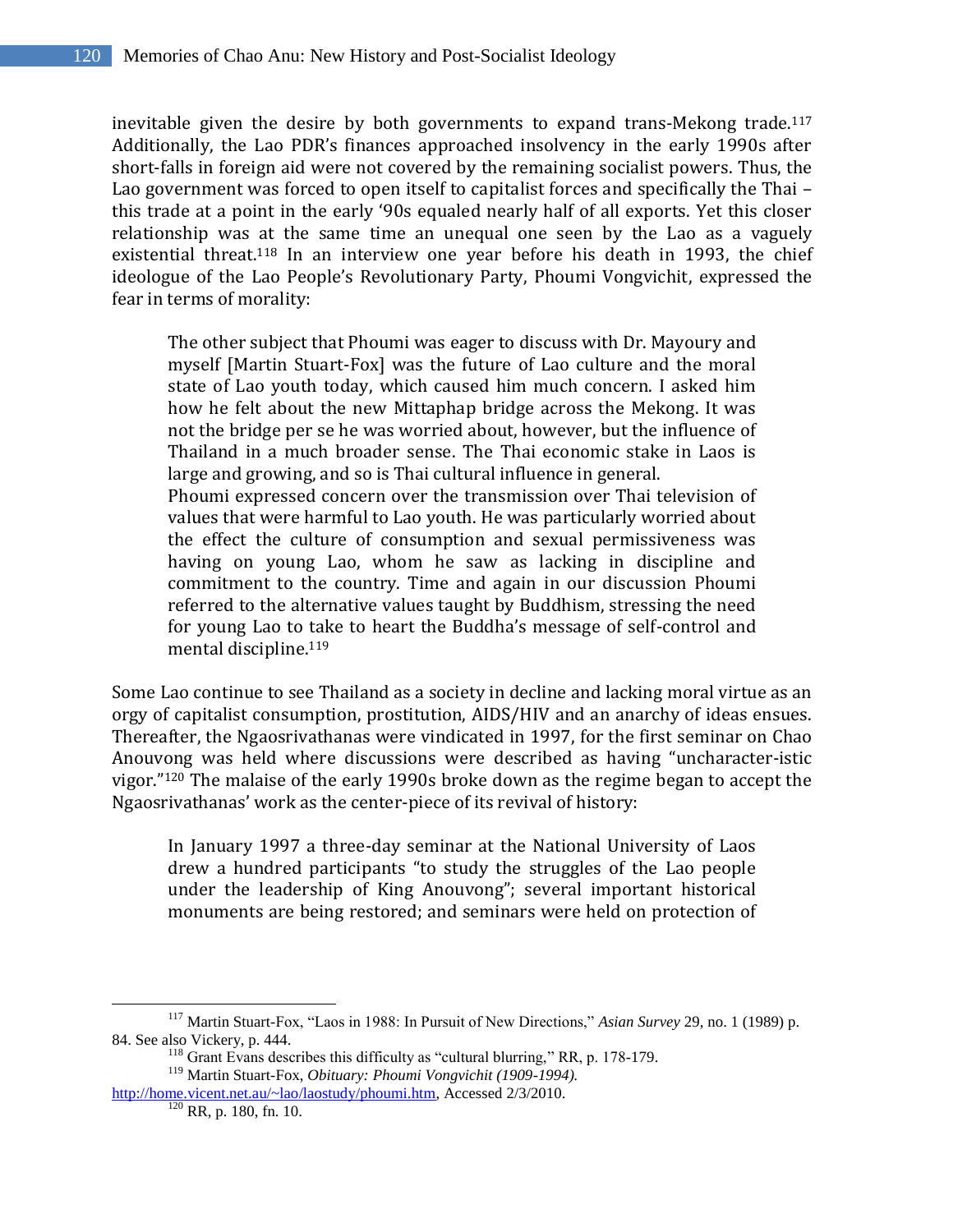inevitable given the desire by both governments to expand trans-Mekong trade.[117] Additionally, the Lao PDR's finances approached insolvency in the early 1990s after short-falls in foreign aid were not covered by the remaining socialist powers. Thus, the Lao government was forced to open itself to capitalist forces and specifically the Thai – this trade at a point in the early '90s equaled nearly half of all exports. Yet this closer relationship was at the same time an unequal one seen by the Lao as a vaguely existential threat.[118] In an interview one year before his death in 1993, the chief ideologue of the Lao People's Revolutionary Party, Phoumi Vongvichit, expressed the fear in terms of morality:

> The other subject that Phoumi was eager to discuss with Dr. Mayoury and myself [Martin Stuart-Fox] was the future of Lao culture and the moral state of Lao youth today, which caused him much concern. I asked him how he felt about the new Mittaphap bridge across the Mekong. It was not the bridge per se he was worried about, however, but the influence of Thailand in a much broader sense. The Thai economic stake in Laos is large and growing, and so is Thai cultural influence in general.
>
> Phoumi expressed concern over the transmission over Thai television of values that were harmful to Lao youth. He was particularly worried about the effect the culture of consumption and sexual permissiveness was having on young Lao, whom he saw as lacking in discipline and commitment to the country. Time and again in our discussion Phoumi referred to the alternative values taught by Buddhism, stressing the need for young Lao to take to heart the Buddha's message of self-control and mental discipline.[119]

Some Lao continue to see Thailand as a society in decline and lacking moral virtue as an orgy of capitalist consumption, prostitution, AIDS/HIV and an anarchy of ideas ensues. Thereafter, the Ngaosrivathanas were vindicated in 1997, for the first seminar on Chao Anouvong was held where discussions were described as having "uncharacter-istic vigor."[120] The malaise of the early 1990s broke down as the regime began to accept the Ngaosrivathanas' work as the center-piece of its revival of history:

> In January 1997 a three-day seminar at the National University of Laos drew a hundred participants "to study the struggles of the Lao people under the leadership of King Anouvong"; several important historical monuments are being restored; and seminars were held on protection of

---

[117] Martin Stuart-Fox, "Laos in 1988: In Pursuit of New Directions," *Asian Survey* 29, no. 1 (1989) p. 84. See also Vickery, p. 444.

[118] Grant Evans describes this difficulty as "cultural blurring," RR, p. 178-179.

[119] Martin Stuart-Fox, *Obituary: Phoumi Vongvichit (1909-1994).* http://home.vicent.net.au/~lao/laostudy/phoumi.htm, Accessed 2/3/2010.

[120] RR, p. 180, fn. 10.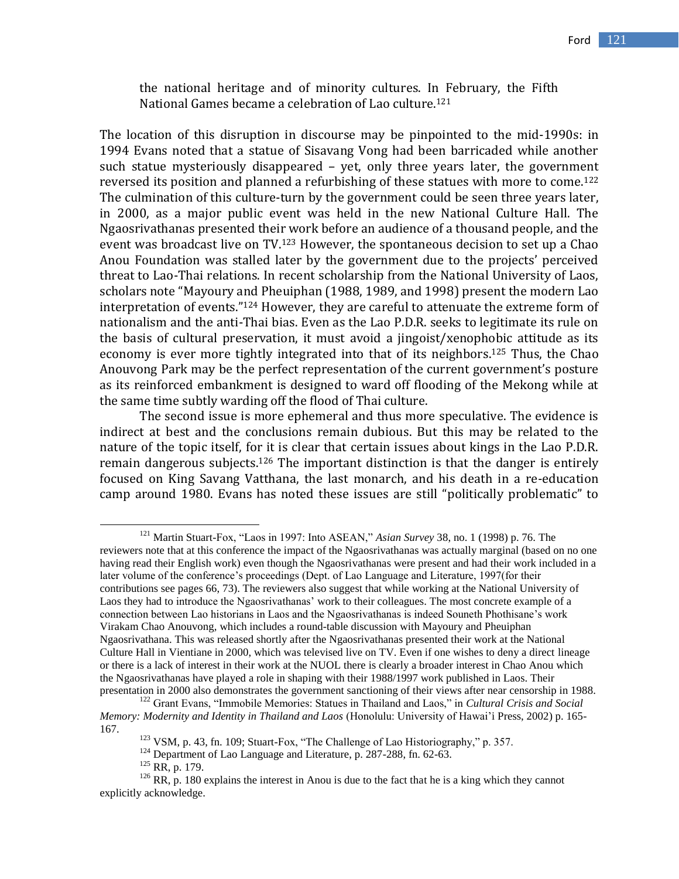the national heritage and of minority cultures. In February, the Fifth National Games became a celebration of Lao culture.[121]

The location of this disruption in discourse may be pinpointed to the mid-1990s: in 1994 Evans noted that a statue of Sisavang Vong had been barricaded while another such statue mysteriously disappeared – yet, only three years later, the government reversed its position and planned a refurbishing of these statues with more to come.[122] The culmination of this culture-turn by the government could be seen three years later, in 2000, as a major public event was held in the new National Culture Hall. The Ngaosrivathanas presented their work before an audience of a thousand people, and the event was broadcast live on TV.[123] However, the spontaneous decision to set up a Chao Anou Foundation was stalled later by the government due to the projects' perceived threat to Lao-Thai relations. In recent scholarship from the National University of Laos, scholars note "Mayoury and Pheuiphan (1988, 1989, and 1998) present the modern Lao interpretation of events."[124] However, they are careful to attenuate the extreme form of nationalism and the anti-Thai bias. Even as the Lao P.D.R. seeks to legitimate its rule on the basis of cultural preservation, it must avoid a jingoist/xenophobic attitude as its economy is ever more tightly integrated into that of its neighbors.[125] Thus, the Chao Anouvong Park may be the perfect representation of the current government's posture as its reinforced embankment is designed to ward off flooding of the Mekong while at the same time subtly warding off the flood of Thai culture.

The second issue is more ephemeral and thus more speculative. The evidence is indirect at best and the conclusions remain dubious. But this may be related to the nature of the topic itself, for it is clear that certain issues about kings in the Lao P.D.R. remain dangerous subjects.[126] The important distinction is that the danger is entirely focused on King Savang Vatthana, the last monarch, and his death in a re-education camp around 1980. Evans has noted these issues are still "politically problematic" to

---

[121] Martin Stuart-Fox, "Laos in 1997: Into ASEAN," *Asian Survey* 38, no. 1 (1998) p. 76. The reviewers note that at this conference the impact of the Ngaosrivathanas was actually marginal (based on no one having read their English work) even though the Ngaosrivathanas were present and had their work included in a later volume of the conference's proceedings (Dept. of Lao Language and Literature, 1997(for their contributions see pages 66, 73). The reviewers also suggest that while working at the National University of Laos they had to introduce the Ngaosrivathanas' work to their colleagues. The most concrete example of a connection between Lao historians in Laos and the Ngaosrivathanas is indeed Souneth Phothisane's work Virakam Chao Anouvong, which includes a round-table discussion with Mayoury and Pheuiphan Ngaosrivathana. This was released shortly after the Ngaosrivathanas presented their work at the National Culture Hall in Vientiane in 2000, which was televised live on TV. Even if one wishes to deny a direct lineage or there is a lack of interest in their work at the NUOL there is clearly a broader interest in Chao Anou which the Ngaosrivathanas have played a role in shaping with their 1988/1997 work published in Laos. Their presentation in 2000 also demonstrates the government sanctioning of their views after near censorship in 1988.

[122] Grant Evans, "Immobile Memories: Statues in Thailand and Laos," in *Cultural Crisis and Social Memory: Modernity and Identity in Thailand and Laos* (Honolulu: University of Hawai'i Press, 2002) p. 165-167.

[123] VSM, p. 43, fn. 109; Stuart-Fox, "The Challenge of Lao Historiography," p. 357.

[124] Department of Lao Language and Literature, p. 287-288, fn. 62-63.

[125] RR, p. 179.

[126] RR, p. 180 explains the interest in Anou is due to the fact that he is a king which they cannot explicitly acknowledge.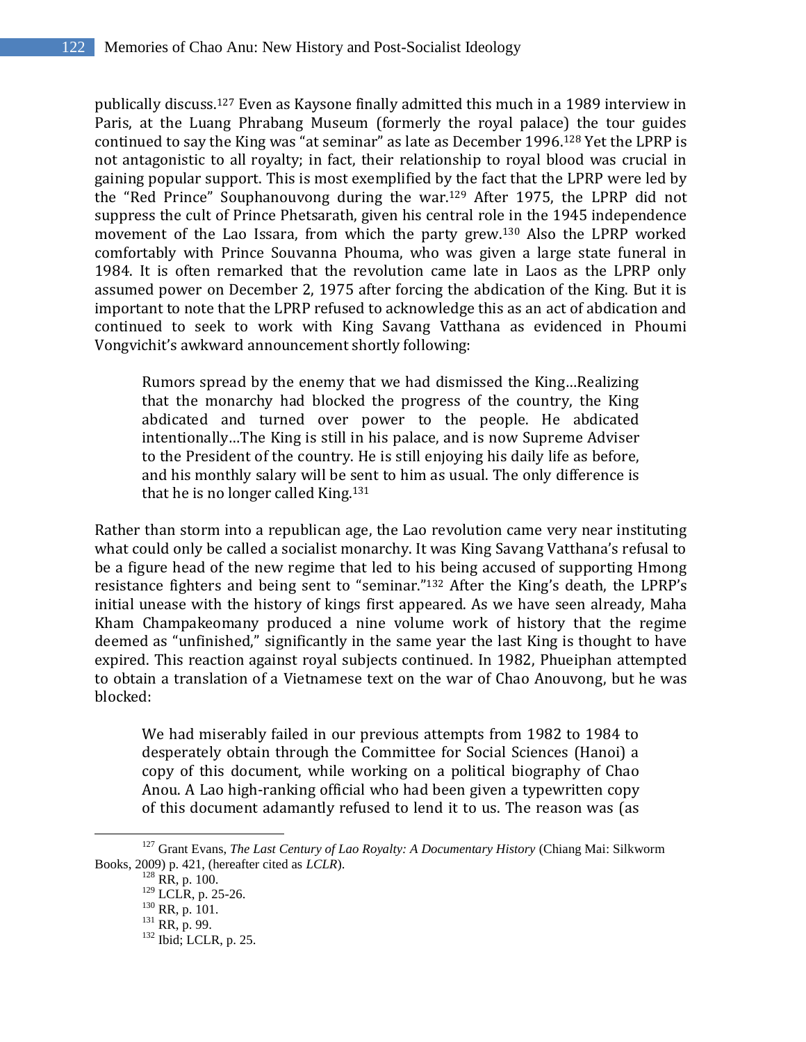publically discuss.[127] Even as Kaysone finally admitted this much in a 1989 interview in Paris, at the Luang Phrabang Museum (formerly the royal palace) the tour guides continued to say the King was "at seminar" as late as December 1996.[128] Yet the LPRP is not antagonistic to all royalty; in fact, their relationship to royal blood was crucial in gaining popular support. This is most exemplified by the fact that the LPRP were led by the "Red Prince" Souphanouvong during the war.[129] After 1975, the LPRP did not suppress the cult of Prince Phetsarath, given his central role in the 1945 independence movement of the Lao Issara, from which the party grew.[130] Also the LPRP worked comfortably with Prince Souvanna Phouma, who was given a large state funeral in 1984. It is often remarked that the revolution came late in Laos as the LPRP only assumed power on December 2, 1975 after forcing the abdication of the King. But it is important to note that the LPRP refused to acknowledge this as an act of abdication and continued to seek to work with King Savang Vatthana as evidenced in Phoumi Vongvichit's awkward announcement shortly following:

> Rumors spread by the enemy that we had dismissed the King…Realizing that the monarchy had blocked the progress of the country, the King abdicated and turned over power to the people. He abdicated intentionally…The King is still in his palace, and is now Supreme Adviser to the President of the country. He is still enjoying his daily life as before, and his monthly salary will be sent to him as usual. The only difference is that he is no longer called King.[131]

Rather than storm into a republican age, the Lao revolution came very near instituting what could only be called a socialist monarchy. It was King Savang Vatthana's refusal to be a figure head of the new regime that led to his being accused of supporting Hmong resistance fighters and being sent to "seminar."[132] After the King's death, the LPRP's initial unease with the history of kings first appeared. As we have seen already, Maha Kham Champakeomany produced a nine volume work of history that the regime deemed as "unfinished," significantly in the same year the last King is thought to have expired. This reaction against royal subjects continued. In 1982, Phueiphan attempted to obtain a translation of a Vietnamese text on the war of Chao Anouvong, but he was blocked:

> We had miserably failed in our previous attempts from 1982 to 1984 to desperately obtain through the Committee for Social Sciences (Hanoi) a copy of this document, while working on a political biography of Chao Anou. A Lao high-ranking official who had been given a typewritten copy of this document adamantly refused to lend it to us. The reason was (as

---

[127] Grant Evans, *The Last Century of Lao Royalty: A Documentary History* (Chiang Mai: Silkworm Books, 2009) p. 421, (hereafter cited as *LCLR*).

[128] RR, p. 100.

[129] LCLR, p. 25-26.

[130] RR, p. 101.

[131] RR, p. 99.

[132] Ibid; LCLR, p. 25.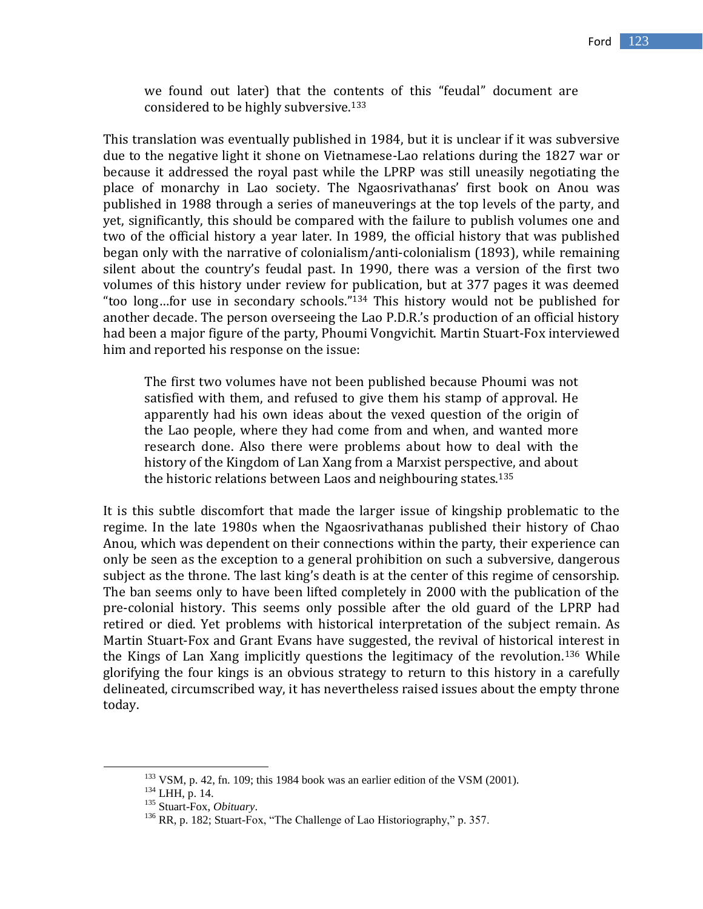> we found out later) that the contents of this "feudal" document are considered to be highly subversive.[133]

This translation was eventually published in 1984, but it is unclear if it was subversive due to the negative light it shone on Vietnamese-Lao relations during the 1827 war or because it addressed the royal past while the LPRP was still uneasily negotiating the place of monarchy in Lao society. The Ngaosrivathanas' first book on Anou was published in 1988 through a series of maneuverings at the top levels of the party, and yet, significantly, this should be compared with the failure to publish volumes one and two of the official history a year later. In 1989, the official history that was published began only with the narrative of colonialism/anti-colonialism (1893), while remaining silent about the country's feudal past. In 1990, there was a version of the first two volumes of this history under review for publication, but at 377 pages it was deemed "too long…for use in secondary schools."[134] This history would not be published for another decade. The person overseeing the Lao P.D.R.'s production of an official history had been a major figure of the party, Phoumi Vongvichit. Martin Stuart-Fox interviewed him and reported his response on the issue:

> The first two volumes have not been published because Phoumi was not satisfied with them, and refused to give them his stamp of approval. He apparently had his own ideas about the vexed question of the origin of the Lao people, where they had come from and when, and wanted more research done. Also there were problems about how to deal with the history of the Kingdom of Lan Xang from a Marxist perspective, and about the historic relations between Laos and neighbouring states.[135]

It is this subtle discomfort that made the larger issue of kingship problematic to the regime. In the late 1980s when the Ngaosrivathanas published their history of Chao Anou, which was dependent on their connections within the party, their experience can only be seen as the exception to a general prohibition on such a subversive, dangerous subject as the throne. The last king's death is at the center of this regime of censorship. The ban seems only to have been lifted completely in 2000 with the publication of the pre-colonial history. This seems only possible after the old guard of the LPRP had retired or died. Yet problems with historical interpretation of the subject remain. As Martin Stuart-Fox and Grant Evans have suggested, the revival of historical interest in the Kings of Lan Xang implicitly questions the legitimacy of the revolution.[136] While glorifying the four kings is an obvious strategy to return to this history in a carefully delineated, circumscribed way, it has nevertheless raised issues about the empty throne today.

---

[133] VSM, p. 42, fn. 109; this 1984 book was an earlier edition of the VSM (2001).

[134] LHH, p. 14.

[135] Stuart-Fox, *Obituary*.

[136] RR, p. 182; Stuart-Fox, "The Challenge of Lao Historiography," p. 357.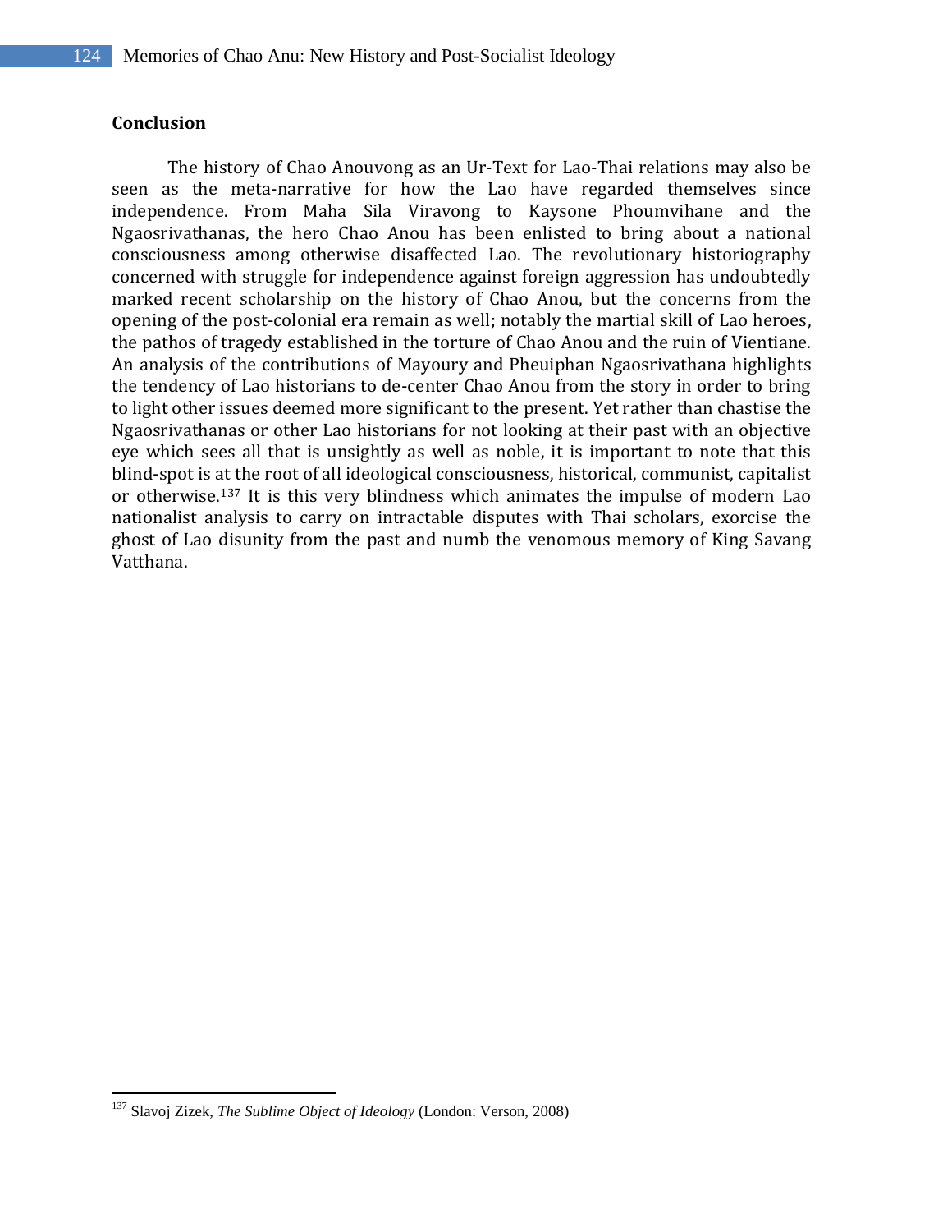## Conclusion

The history of Chao Anouvong as an Ur-Text for Lao-Thai relations may also be seen as the meta-narrative for how the Lao have regarded themselves since independence. From Maha Sila Viravong to Kaysone Phoumvihane and the Ngaosrivathanas, the hero Chao Anou has been enlisted to bring about a national consciousness among otherwise disaffected Lao. The revolutionary historiography concerned with struggle for independence against foreign aggression has undoubtedly marked recent scholarship on the history of Chao Anou, but the concerns from the opening of the post-colonial era remain as well; notably the martial skill of Lao heroes, the pathos of tragedy established in the torture of Chao Anou and the ruin of Vientiane. An analysis of the contributions of Mayoury and Pheuiphan Ngaosrivathana highlights the tendency of Lao historians to de-center Chao Anou from the story in order to bring to light other issues deemed more significant to the present. Yet rather than chastise the Ngaosrivathanas or other Lao historians for not looking at their past with an objective eye which sees all that is unsightly as well as noble, it is important to note that this blind-spot is at the root of all ideological consciousness, historical, communist, capitalist or otherwise.[137] It is this very blindness which animates the impulse of modern Lao nationalist analysis to carry on intractable disputes with Thai scholars, exorcise the ghost of Lao disunity from the past and numb the venomous memory of King Savang Vatthana.

---

[137] Slavoj Zizek, *The Sublime Object of Ideology* (London: Verson, 2008)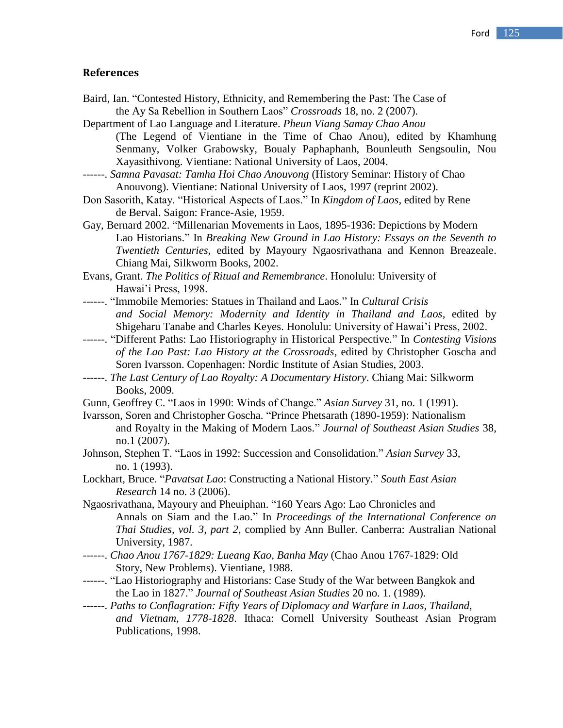## References

Baird, Ian. "Contested History, Ethnicity, and Remembering the Past: The Case of the Ay Sa Rebellion in Southern Laos" *Crossroads* 18, no. 2 (2007).

Department of Lao Language and Literature. *Pheun Viang Samay Chao Anou* (The Legend of Vientiane in the Time of Chao Anou), edited by Khamhung Senmany, Volker Grabowsky, Boualy Paphaphanh, Bounleuth Sengsoulin, Nou Xayasithivong. Vientiane: National University of Laos, 2004.

------. *Samna Pavasat: Tamha Hoi Chao Anouvong* (History Seminar: History of Chao Anouvong). Vientiane: National University of Laos, 1997 (reprint 2002).

Don Sasorith, Katay. "Historical Aspects of Laos." In *Kingdom of Laos*, edited by Rene de Berval. Saigon: France-Asie, 1959.

Gay, Bernard 2002. "Millenarian Movements in Laos, 1895-1936: Depictions by Modern Lao Historians." In *Breaking New Ground in Lao History: Essays on the Seventh to Twentieth Centuries*, edited by Mayoury Ngaosrivathana and Kennon Breazeale. Chiang Mai, Silkworm Books, 2002.

Evans, Grant. *The Politics of Ritual and Remembrance*. Honolulu: University of Hawai'i Press, 1998.

------. "Immobile Memories: Statues in Thailand and Laos." In *Cultural Crisis and Social Memory: Modernity and Identity in Thailand and Laos*, edited by Shigeharu Tanabe and Charles Keyes. Honolulu: University of Hawai'i Press, 2002.

------. "Different Paths: Lao Historiography in Historical Perspective." In *Contesting Visions of the Lao Past: Lao History at the Crossroads*, edited by Christopher Goscha and Soren Ivarsson. Copenhagen: Nordic Institute of Asian Studies, 2003.

------. *The Last Century of Lao Royalty: A Documentary History*. Chiang Mai: Silkworm Books, 2009.

Gunn, Geoffrey C. "Laos in 1990: Winds of Change." *Asian Survey* 31, no. 1 (1991).

Ivarsson, Soren and Christopher Goscha. "Prince Phetsarath (1890-1959): Nationalism and Royalty in the Making of Modern Laos." *Journal of Southeast Asian Studies* 38, no.1 (2007).

Johnson, Stephen T. "Laos in 1992: Succession and Consolidation." *Asian Survey* 33, no. 1 (1993).

Lockhart, Bruce. "*Pavatsat Lao*: Constructing a National History." *South East Asian Research* 14 no. 3 (2006).

Ngaosrivathana, Mayoury and Pheuiphan. "160 Years Ago: Lao Chronicles and Annals on Siam and the Lao." In *Proceedings of the International Conference on Thai Studies, vol. 3, part 2*, complied by Ann Buller. Canberra: Australian National University, 1987.

------. *Chao Anou 1767-1829: Lueang Kao, Banha May* (Chao Anou 1767-1829: Old Story, New Problems). Vientiane, 1988.

------. "Lao Historiography and Historians: Case Study of the War between Bangkok and the Lao in 1827." *Journal of Southeast Asian Studies* 20 no. 1. (1989).

------. *Paths to Conflagration: Fifty Years of Diplomacy and Warfare in Laos, Thailand, and Vietnam, 1778-1828*. Ithaca: Cornell University Southeast Asian Program Publications, 1998.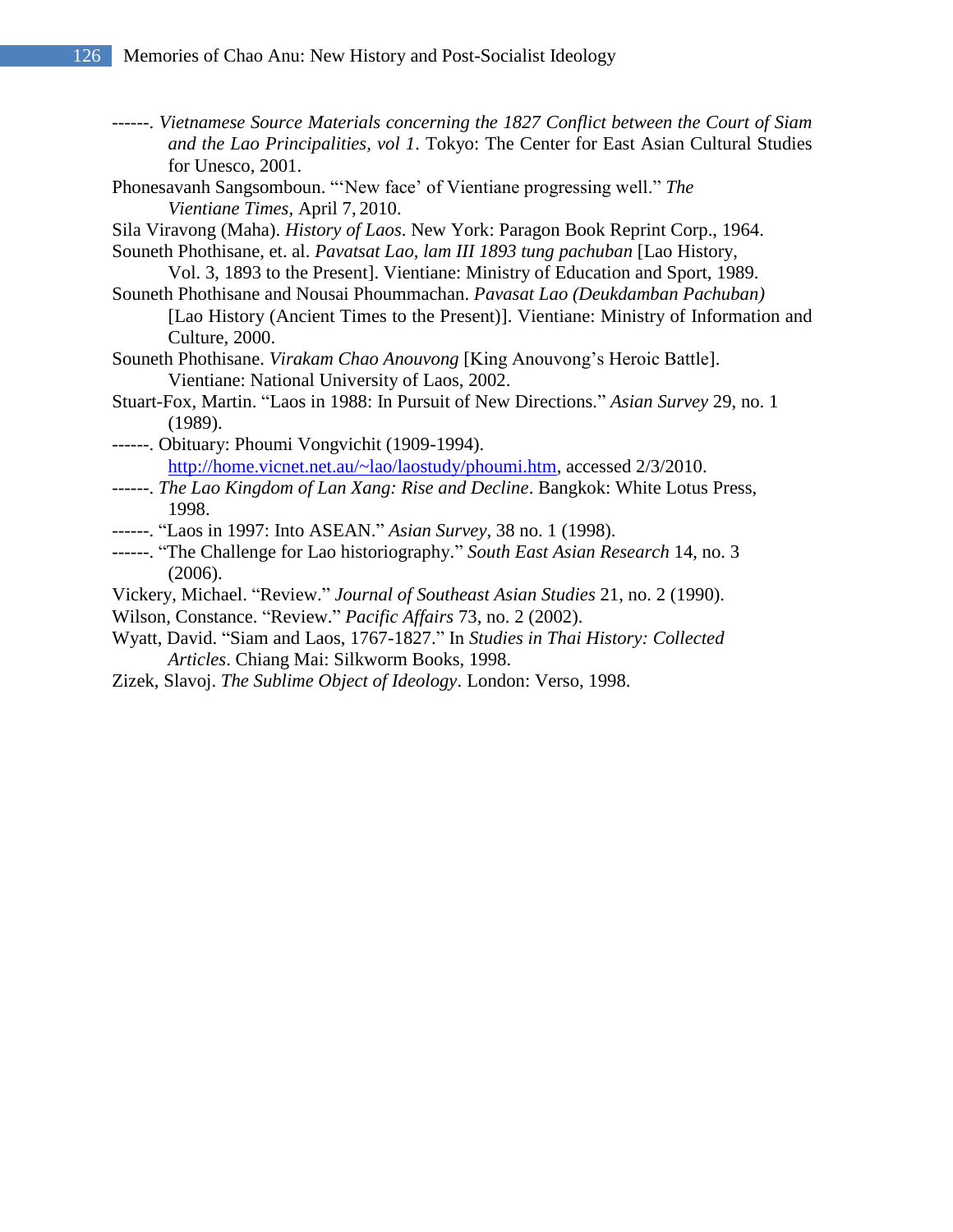------. *Vietnamese Source Materials concerning the 1827 Conflict between the Court of Siam and the Lao Principalities, vol 1*. Tokyo: The Center for East Asian Cultural Studies for Unesco, 2001.

Phonesavanh Sangsomboun. "'New face' of Vientiane progressing well." *The Vientiane Times*, April 7, 2010.

Sila Viravong (Maha). *History of Laos*. New York: Paragon Book Reprint Corp., 1964.

Souneth Phothisane, et. al. *Pavatsat Lao, lam III 1893 tung pachuban* [Lao History, Vol. 3, 1893 to the Present]. Vientiane: Ministry of Education and Sport, 1989.

Souneth Phothisane and Nousai Phoummachan. *Pavasat Lao (Deukdamban Pachuban)* [Lao History (Ancient Times to the Present)]. Vientiane: Ministry of Information and Culture, 2000.

Souneth Phothisane. *Virakam Chao Anouvong* [King Anouvong's Heroic Battle]. Vientiane: National University of Laos, 2002.

Stuart-Fox, Martin. "Laos in 1988: In Pursuit of New Directions." *Asian Survey* 29, no. 1 (1989).

------. Obituary: Phoumi Vongvichit (1909-1994). http://home.vicnet.net.au/~lao/laostudy/phoumi.htm, accessed 2/3/2010.

------. *The Lao Kingdom of Lan Xang: Rise and Decline*. Bangkok: White Lotus Press, 1998.

------. "Laos in 1997: Into ASEAN." *Asian Survey*, 38 no. 1 (1998).

------. "The Challenge for Lao historiography." *South East Asian Research* 14, no. 3 (2006).

Vickery, Michael. "Review." *Journal of Southeast Asian Studies* 21, no. 2 (1990).

Wilson, Constance. "Review." *Pacific Affairs* 73, no. 2 (2002).

Wyatt, David. "Siam and Laos, 1767-1827." In *Studies in Thai History: Collected Articles*. Chiang Mai: Silkworm Books, 1998.

Zizek, Slavoj. *The Sublime Object of Ideology*. London: Verso, 1998.